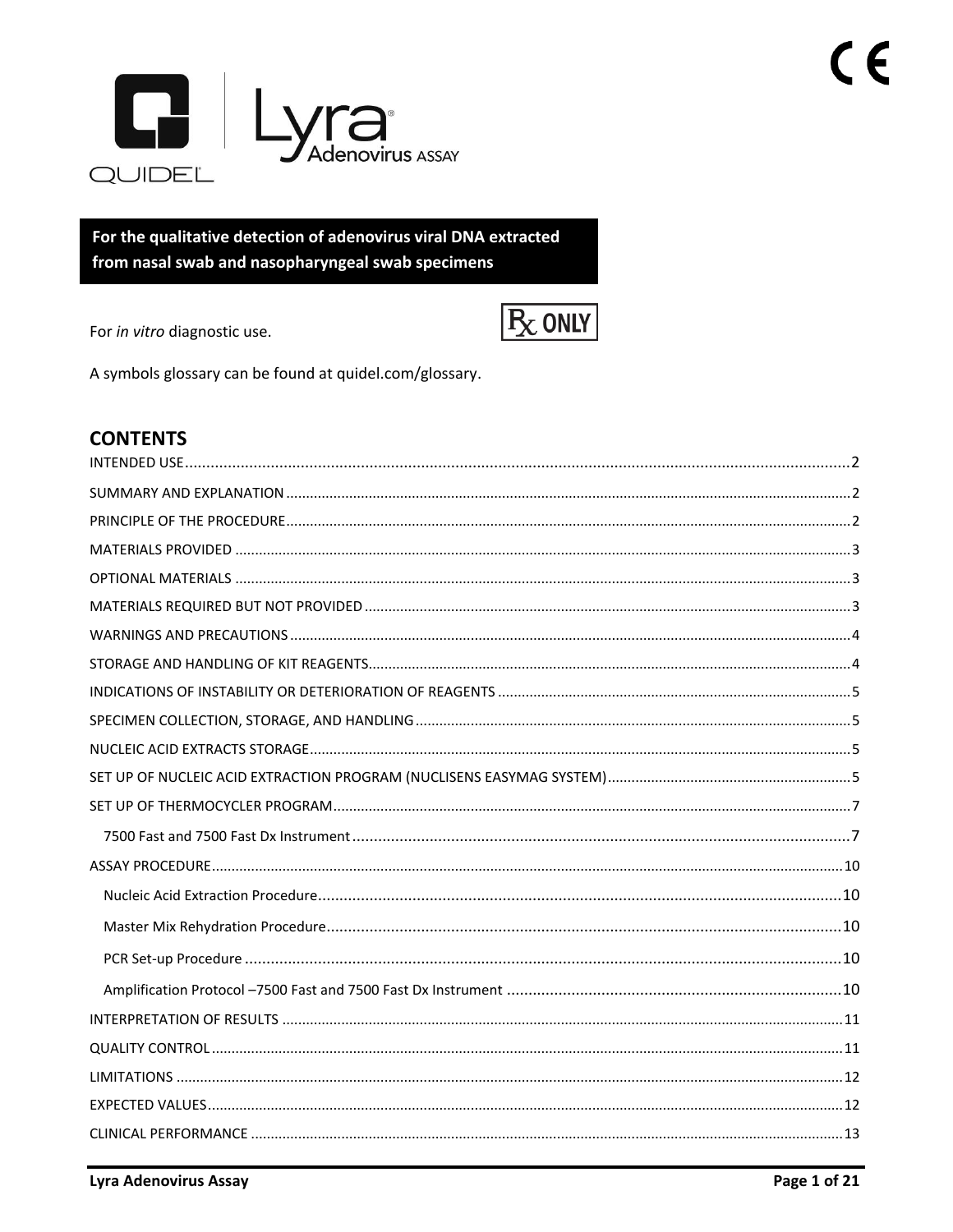# Lyra® Adenovirus ASSAY

QUIDEL®

**For the qualitative detection of adenovirus viral DNA extracted from nasal swab and nasopharyngeal swab specimens**

For *in vitro* diagnostic use.

Rx ONLY

A symbols glossary can be found at quidel.com/glossary.

## CONTENTS

- INTENDED USE ..... 2
- SUMMARY AND EXPLANATION ..... 2
- PRINCIPLE OF THE PROCEDURE ..... 2
- MATERIALS PROVIDED ..... 3
- OPTIONAL MATERIALS ..... 3
- MATERIALS REQUIRED BUT NOT PROVIDED ..... 3
- WARNINGS AND PRECAUTIONS ..... 4
- STORAGE AND HANDLING OF KIT REAGENTS ..... 4
- INDICATIONS OF INSTABILITY OR DETERIORATION OF REAGENTS ..... 5
- SPECIMEN COLLECTION, STORAGE, AND HANDLING ..... 5
- NUCLEIC ACID EXTRACTS STORAGE ..... 5
- SET UP OF NUCLEIC ACID EXTRACTION PROGRAM (NUCLISENS EASYMAG SYSTEM) ..... 5
- SET UP OF THERMOCYCLER PROGRAM ..... 7
  - 7500 Fast and 7500 Fast Dx Instrument ..... 7
- ASSAY PROCEDURE ..... 10
  - Nucleic Acid Extraction Procedure ..... 10
  - Master Mix Rehydration Procedure ..... 10
  - PCR Set-up Procedure ..... 10
  - Amplification Protocol –7500 Fast and 7500 Fast Dx Instrument ..... 10
- INTERPRETATION OF RESULTS ..... 11
- QUALITY CONTROL ..... 11
- LIMITATIONS ..... 12
- EXPECTED VALUES ..... 12
- CLINICAL PERFORMANCE ..... 13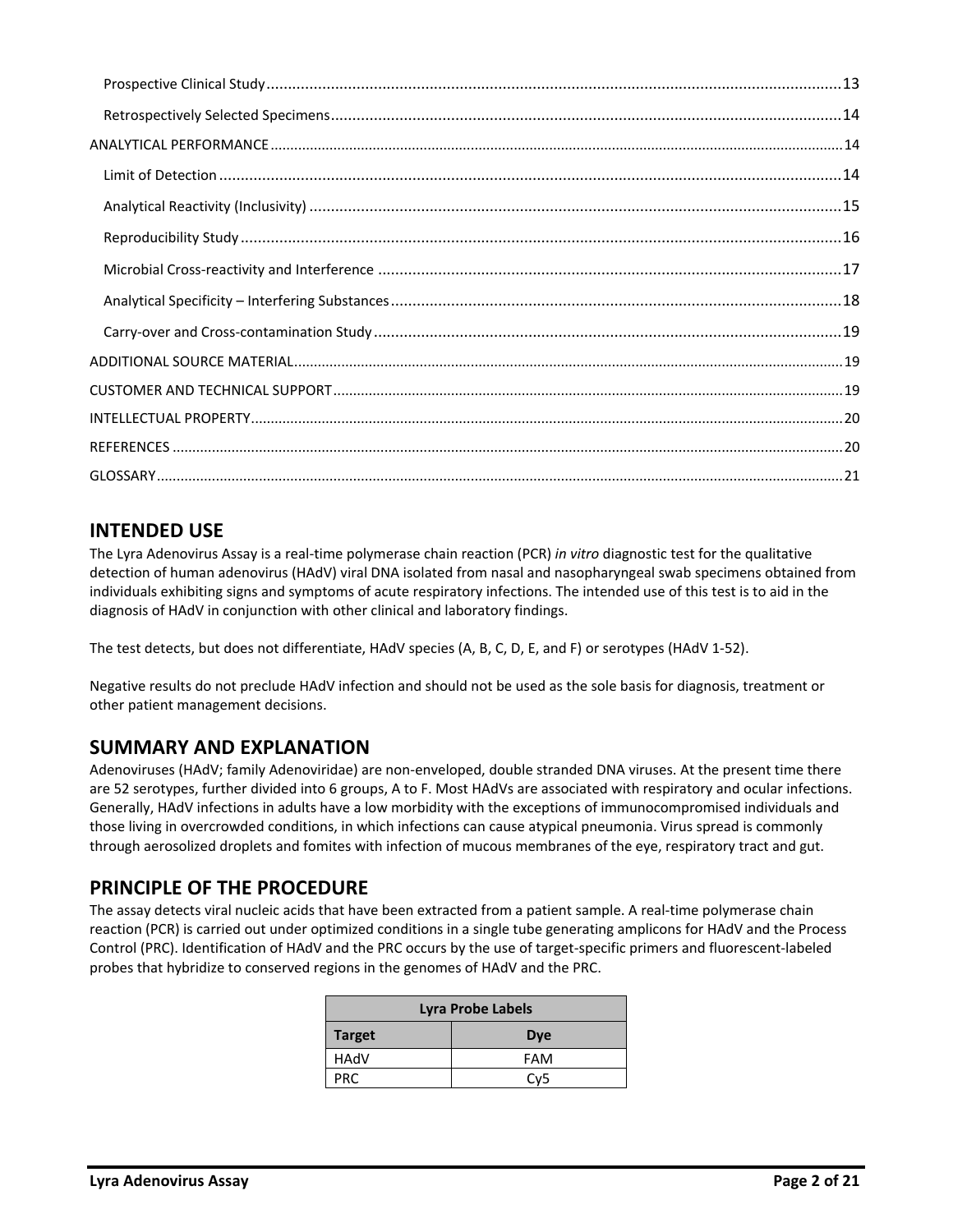Prospective Clinical Study ..... 13

Retrospectively Selected Specimens ..... 14

ANALYTICAL PERFORMANCE ..... 14

Limit of Detection ..... 14

Analytical Reactivity (Inclusivity) ..... 15

Reproducibility Study ..... 16

Microbial Cross-reactivity and Interference ..... 17

Analytical Specificity – Interfering Substances ..... 18

Carry-over and Cross-contamination Study ..... 19

ADDITIONAL SOURCE MATERIAL ..... 19

CUSTOMER AND TECHNICAL SUPPORT ..... 19

INTELLECTUAL PROPERTY ..... 20

REFERENCES ..... 20

GLOSSARY ..... 21

## INTENDED USE

The Lyra Adenovirus Assay is a real-time polymerase chain reaction (PCR) *in vitro* diagnostic test for the qualitative detection of human adenovirus (HAdV) viral DNA isolated from nasal and nasopharyngeal swab specimens obtained from individuals exhibiting signs and symptoms of acute respiratory infections. The intended use of this test is to aid in the diagnosis of HAdV in conjunction with other clinical and laboratory findings.

The test detects, but does not differentiate, HAdV species (A, B, C, D, E, and F) or serotypes (HAdV 1-52).

Negative results do not preclude HAdV infection and should not be used as the sole basis for diagnosis, treatment or other patient management decisions.

## SUMMARY AND EXPLANATION

Adenoviruses (HAdV; family Adenoviridae) are non-enveloped, double stranded DNA viruses. At the present time there are 52 serotypes, further divided into 6 groups, A to F. Most HAdVs are associated with respiratory and ocular infections. Generally, HAdV infections in adults have a low morbidity with the exceptions of immunocompromised individuals and those living in overcrowded conditions, in which infections can cause atypical pneumonia. Virus spread is commonly through aerosolized droplets and fomites with infection of mucous membranes of the eye, respiratory tract and gut.

## PRINCIPLE OF THE PROCEDURE

The assay detects viral nucleic acids that have been extracted from a patient sample. A real-time polymerase chain reaction (PCR) is carried out under optimized conditions in a single tube generating amplicons for HAdV and the Process Control (PRC). Identification of HAdV and the PRC occurs by the use of target-specific primers and fluorescent-labeled probes that hybridize to conserved regions in the genomes of HAdV and the PRC.

| Lyra Probe Labels | |
|---|---|
| **Target** | **Dye** |
| HAdV | FAM |
| PRC | Cy5 |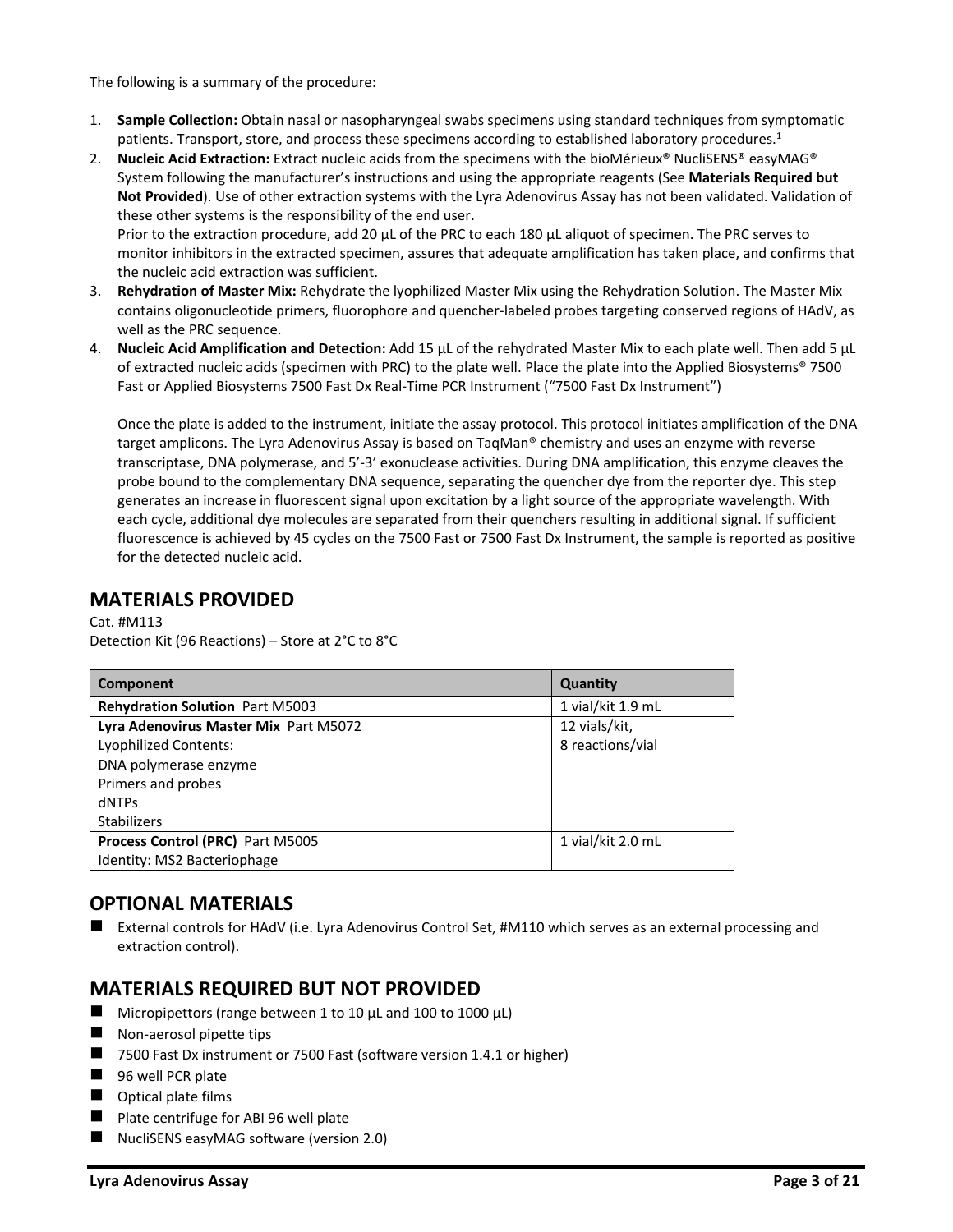The following is a summary of the procedure:

1. **Sample Collection:** Obtain nasal or nasopharyngeal swabs specimens using standard techniques from symptomatic patients. Transport, store, and process these specimens according to established laboratory procedures.[1]
2. **Nucleic Acid Extraction:** Extract nucleic acids from the specimens with the bioMérieux® NucliSENS® easyMAG® System following the manufacturer's instructions and using the appropriate reagents (See **Materials Required but Not Provided**). Use of other extraction systems with the Lyra Adenovirus Assay has not been validated. Validation of these other systems is the responsibility of the end user.
   Prior to the extraction procedure, add 20 µL of the PRC to each 180 µL aliquot of specimen. The PRC serves to monitor inhibitors in the extracted specimen, assures that adequate amplification has taken place, and confirms that the nucleic acid extraction was sufficient.
3. **Rehydration of Master Mix:** Rehydrate the lyophilized Master Mix using the Rehydration Solution. The Master Mix contains oligonucleotide primers, fluorophore and quencher-labeled probes targeting conserved regions of HAdV, as well as the PRC sequence.
4. **Nucleic Acid Amplification and Detection:** Add 15 µL of the rehydrated Master Mix to each plate well. Then add 5 µL of extracted nucleic acids (specimen with PRC) to the plate well. Place the plate into the Applied Biosystems® 7500 Fast or Applied Biosystems 7500 Fast Dx Real-Time PCR Instrument ("7500 Fast Dx Instrument")

   Once the plate is added to the instrument, initiate the assay protocol. This protocol initiates amplification of the DNA target amplicons. The Lyra Adenovirus Assay is based on TaqMan® chemistry and uses an enzyme with reverse transcriptase, DNA polymerase, and 5'-3' exonuclease activities. During DNA amplification, this enzyme cleaves the probe bound to the complementary DNA sequence, separating the quencher dye from the reporter dye. This step generates an increase in fluorescent signal upon excitation by a light source of the appropriate wavelength. With each cycle, additional dye molecules are separated from their quenchers resulting in additional signal. If sufficient fluorescence is achieved by 45 cycles on the 7500 Fast or 7500 Fast Dx Instrument, the sample is reported as positive for the detected nucleic acid.

## MATERIALS PROVIDED

Cat. #M113
Detection Kit (96 Reactions) – Store at 2°C to 8°C

| Component | Quantity |
|---|---|
| **Rehydration Solution** Part M5003 | 1 vial/kit 1.9 mL |
| **Lyra Adenovirus Master Mix** Part M5072<br>Lyophilized Contents:<br>DNA polymerase enzyme<br>Primers and probes<br>dNTPs<br>Stabilizers | 12 vials/kit,<br>8 reactions/vial |
| **Process Control (PRC)** Part M5005<br>Identity: MS2 Bacteriophage | 1 vial/kit 2.0 mL |

## OPTIONAL MATERIALS

- External controls for HAdV (i.e. Lyra Adenovirus Control Set, #M110 which serves as an external processing and extraction control).

## MATERIALS REQUIRED BUT NOT PROVIDED

- Micropipettors (range between 1 to 10 µL and 100 to 1000 µL)
- Non-aerosol pipette tips
- 7500 Fast Dx instrument or 7500 Fast (software version 1.4.1 or higher)
- 96 well PCR plate
- Optical plate films
- Plate centrifuge for ABI 96 well plate
- NucliSENS easyMAG software (version 2.0)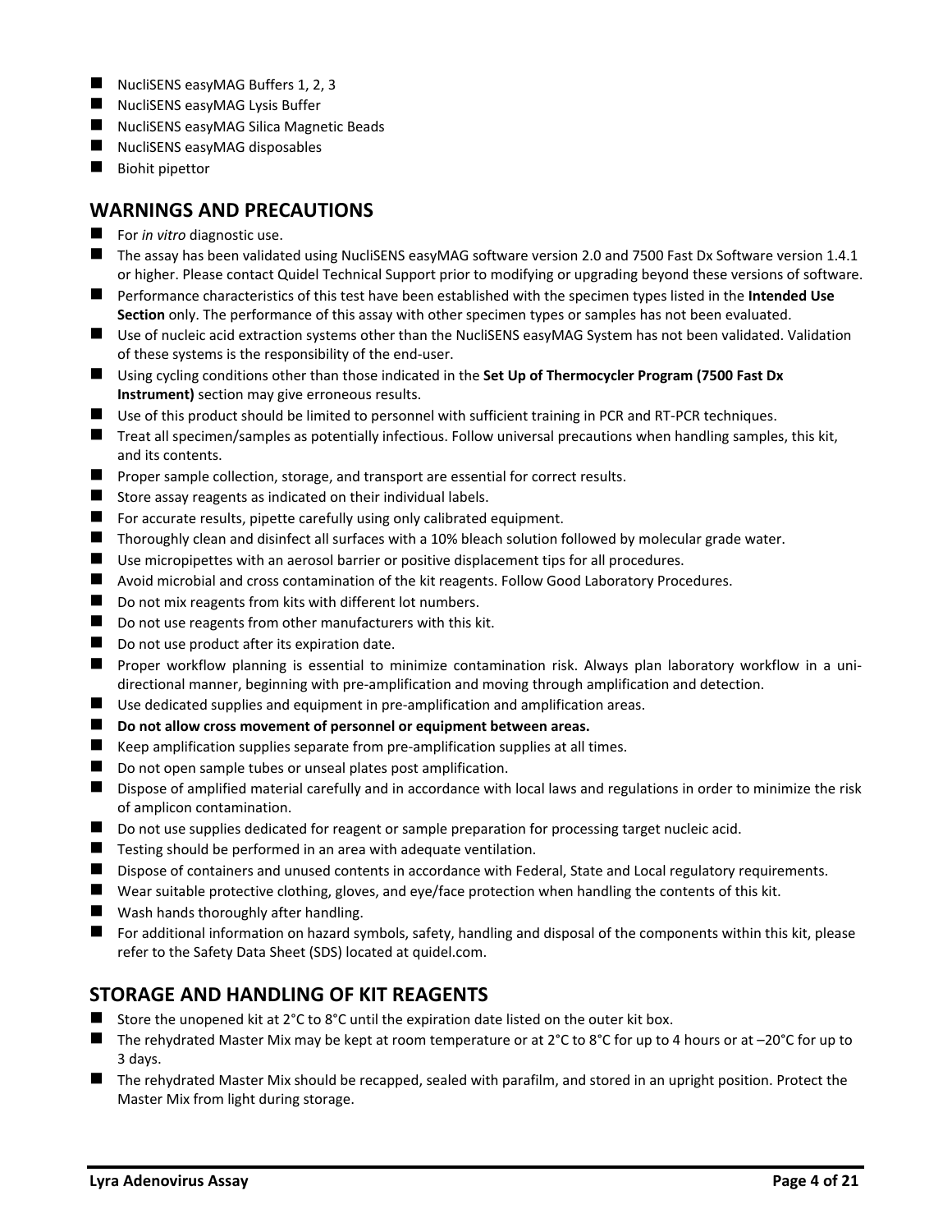- NucliSENS easyMAG Buffers 1, 2, 3
- NucliSENS easyMAG Lysis Buffer
- NucliSENS easyMAG Silica Magnetic Beads
- NucliSENS easyMAG disposables
- Biohit pipettor

## WARNINGS AND PRECAUTIONS

- For *in vitro* diagnostic use.
- The assay has been validated using NucliSENS easyMAG software version 2.0 and 7500 Fast Dx Software version 1.4.1 or higher. Please contact Quidel Technical Support prior to modifying or upgrading beyond these versions of software.
- Performance characteristics of this test have been established with the specimen types listed in the **Intended Use Section** only. The performance of this assay with other specimen types or samples has not been evaluated.
- Use of nucleic acid extraction systems other than the NucliSENS easyMAG System has not been validated. Validation of these systems is the responsibility of the end-user.
- Using cycling conditions other than those indicated in the **Set Up of Thermocycler Program (7500 Fast Dx Instrument)** section may give erroneous results.
- Use of this product should be limited to personnel with sufficient training in PCR and RT-PCR techniques.
- Treat all specimen/samples as potentially infectious. Follow universal precautions when handling samples, this kit, and its contents.
- Proper sample collection, storage, and transport are essential for correct results.
- Store assay reagents as indicated on their individual labels.
- For accurate results, pipette carefully using only calibrated equipment.
- Thoroughly clean and disinfect all surfaces with a 10% bleach solution followed by molecular grade water.
- Use micropipettes with an aerosol barrier or positive displacement tips for all procedures.
- Avoid microbial and cross contamination of the kit reagents. Follow Good Laboratory Procedures.
- Do not mix reagents from kits with different lot numbers.
- Do not use reagents from other manufacturers with this kit.
- Do not use product after its expiration date.
- Proper workflow planning is essential to minimize contamination risk. Always plan laboratory workflow in a uni-directional manner, beginning with pre-amplification and moving through amplification and detection.
- Use dedicated supplies and equipment in pre-amplification and amplification areas.
- **Do not allow cross movement of personnel or equipment between areas.**
- Keep amplification supplies separate from pre-amplification supplies at all times.
- Do not open sample tubes or unseal plates post amplification.
- Dispose of amplified material carefully and in accordance with local laws and regulations in order to minimize the risk of amplicon contamination.
- Do not use supplies dedicated for reagent or sample preparation for processing target nucleic acid.
- Testing should be performed in an area with adequate ventilation.
- Dispose of containers and unused contents in accordance with Federal, State and Local regulatory requirements.
- Wear suitable protective clothing, gloves, and eye/face protection when handling the contents of this kit.
- Wash hands thoroughly after handling.
- For additional information on hazard symbols, safety, handling and disposal of the components within this kit, please refer to the Safety Data Sheet (SDS) located at quidel.com.

## STORAGE AND HANDLING OF KIT REAGENTS

- Store the unopened kit at 2°C to 8°C until the expiration date listed on the outer kit box.
- The rehydrated Master Mix may be kept at room temperature or at 2°C to 8°C for up to 4 hours or at –20°C for up to 3 days.
- The rehydrated Master Mix should be recapped, sealed with parafilm, and stored in an upright position. Protect the Master Mix from light during storage.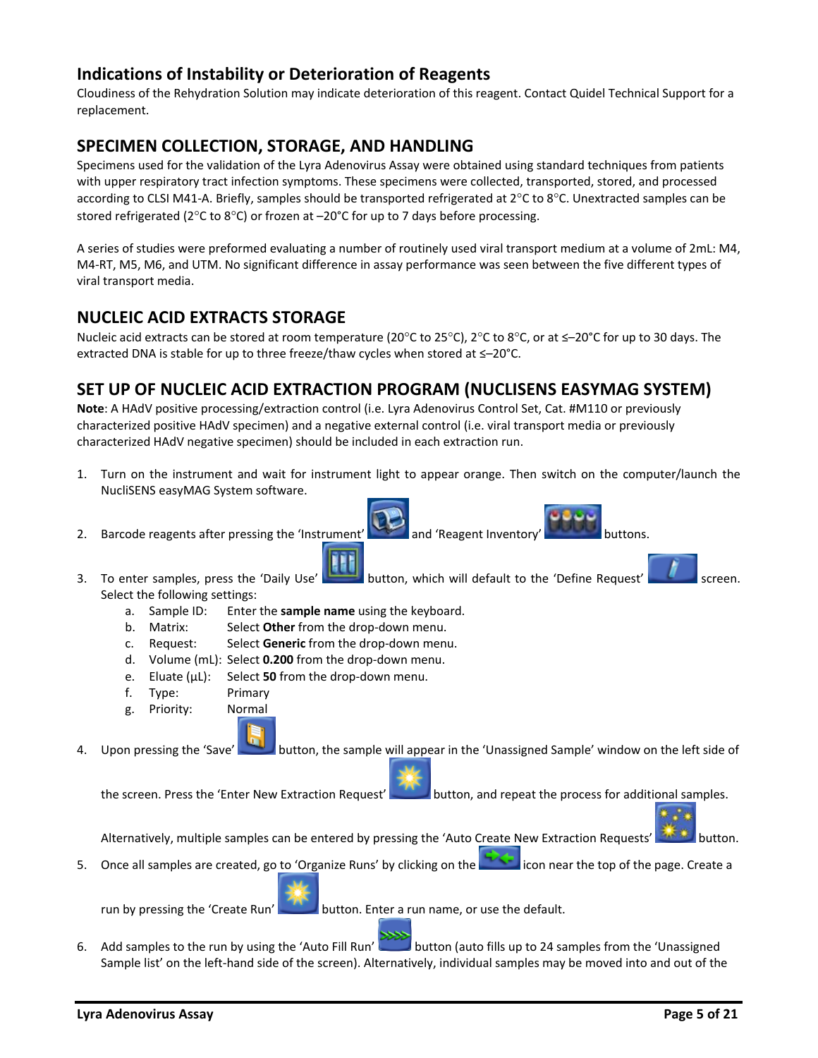## Indications of Instability or Deterioration of Reagents

Cloudiness of the Rehydration Solution may indicate deterioration of this reagent. Contact Quidel Technical Support for a replacement.

## SPECIMEN COLLECTION, STORAGE, AND HANDLING

Specimens used for the validation of the Lyra Adenovirus Assay were obtained using standard techniques from patients with upper respiratory tract infection symptoms. These specimens were collected, transported, stored, and processed according to CLSI M41-A. Briefly, samples should be transported refrigerated at 2°C to 8°C. Unextracted samples can be stored refrigerated (2°C to 8°C) or frozen at –20°C for up to 7 days before processing.

A series of studies were preformed evaluating a number of routinely used viral transport medium at a volume of 2mL: M4, M4-RT, M5, M6, and UTM. No significant difference in assay performance was seen between the five different types of viral transport media.

## NUCLEIC ACID EXTRACTS STORAGE

Nucleic acid extracts can be stored at room temperature (20°C to 25°C), 2°C to 8°C, or at ≤–20°C for up to 30 days. The extracted DNA is stable for up to three freeze/thaw cycles when stored at ≤–20°C.

## SET UP OF NUCLEIC ACID EXTRACTION PROGRAM (NUCLISENS EASYMAG SYSTEM)

**Note**: A HAdV positive processing/extraction control (i.e. Lyra Adenovirus Control Set, Cat. #M110 or previously characterized positive HAdV specimen) and a negative external control (i.e. viral transport media or previously characterized HAdV negative specimen) should be included in each extraction run.

1. Turn on the instrument and wait for instrument light to appear orange. Then switch on the computer/launch the NucliSENS easyMAG System software.
2. Barcode reagents after pressing the 'Instrument' and 'Reagent Inventory' buttons.
3. To enter samples, press the 'Daily Use' button, which will default to the 'Define Request' screen. Select the following settings:
   a. Sample ID: Enter the **sample name** using the keyboard.
   b. Matrix: Select **Other** from the drop-down menu.
   c. Request: Select **Generic** from the drop-down menu.
   d. Volume (mL): Select **0.200** from the drop-down menu.
   e. Eluate (µL): Select **50** from the drop-down menu.
   f. Type: Primary
   g. Priority: Normal
4. Upon pressing the 'Save' button, the sample will appear in the 'Unassigned Sample' window on the left side of the screen. Press the 'Enter New Extraction Request' button, and repeat the process for additional samples. Alternatively, multiple samples can be entered by pressing the 'Auto Create New Extraction Requests' button.
5. Once all samples are created, go to 'Organize Runs' by clicking on the icon near the top of the page. Create a run by pressing the 'Create Run' button. Enter a run name, or use the default.
6. Add samples to the run by using the 'Auto Fill Run' button (auto fills up to 24 samples from the 'Unassigned Sample list' on the left-hand side of the screen). Alternatively, individual samples may be moved into and out of the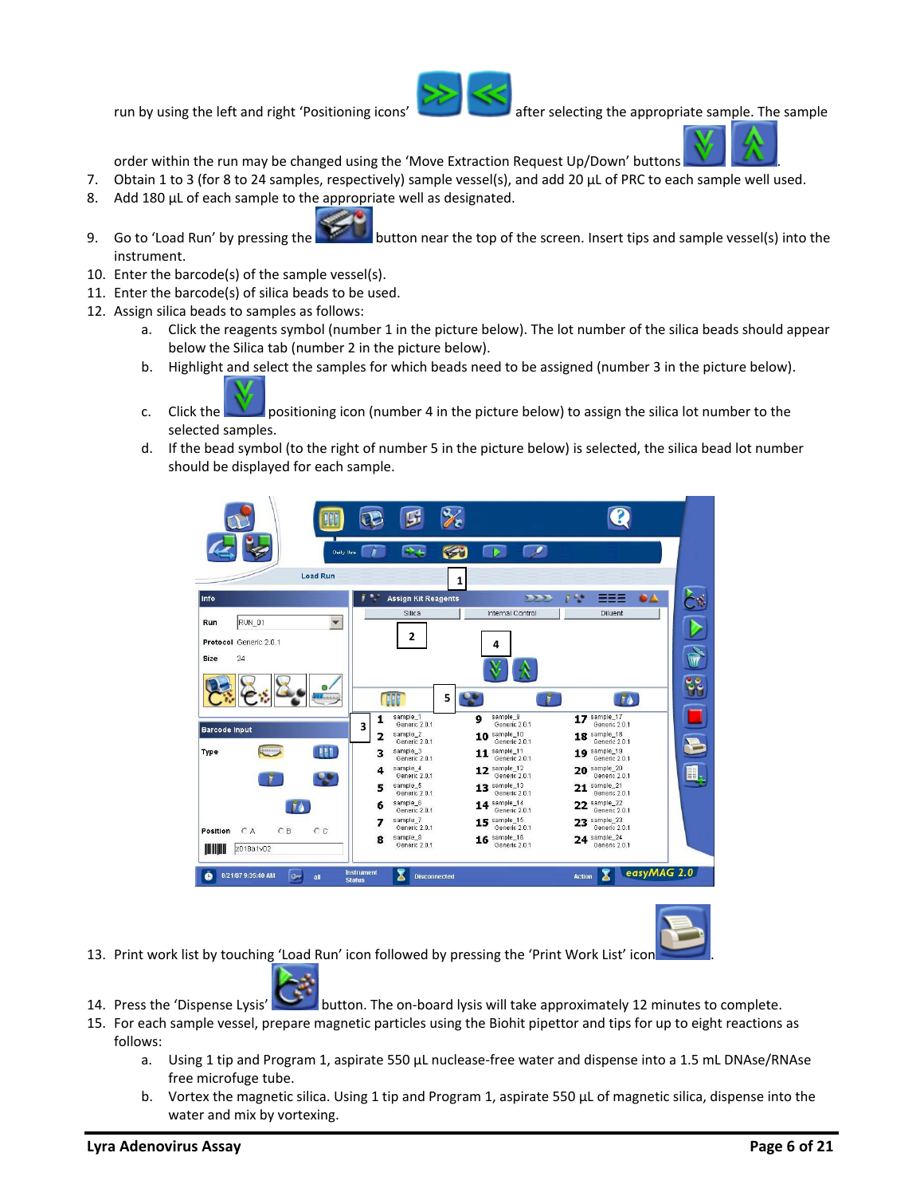run by using the left and right 'Positioning icons' after selecting the appropriate sample. The sample order within the run may be changed using the 'Move Extraction Request Up/Down' buttons .

7. Obtain 1 to 3 (for 8 to 24 samples, respectively) sample vessel(s), and add 20 µL of PRC to each sample well used.
8. Add 180 µL of each sample to the appropriate well as designated.
9. Go to 'Load Run' by pressing the button near the top of the screen. Insert tips and sample vessel(s) into the instrument.
10. Enter the barcode(s) of the sample vessel(s).
11. Enter the barcode(s) of silica beads to be used.
12. Assign silica beads to samples as follows:
    a. Click the reagents symbol (number 1 in the picture below). The lot number of the silica beads should appear below the Silica tab (number 2 in the picture below).
    b. Highlight and select the samples for which beads need to be assigned (number 3 in the picture below).
    c. Click the positioning icon (number 4 in the picture below) to assign the silica lot number to the selected samples.
    d. If the bead symbol (to the right of number 5 in the picture below) is selected, the silica bead lot number should be displayed for each sample.

13. Print work list by touching 'Load Run' icon followed by pressing the 'Print Work List' icon .
14. Press the 'Dispense Lysis' button. The on-board lysis will take approximately 12 minutes to complete.
15. For each sample vessel, prepare magnetic particles using the Biohit pipettor and tips for up to eight reactions as follows:
    a. Using 1 tip and Program 1, aspirate 550 µL nuclease-free water and dispense into a 1.5 mL DNAse/RNAse free microfuge tube.
    b. Vortex the magnetic silica. Using 1 tip and Program 1, aspirate 550 µL of magnetic silica, dispense into the water and mix by vortexing.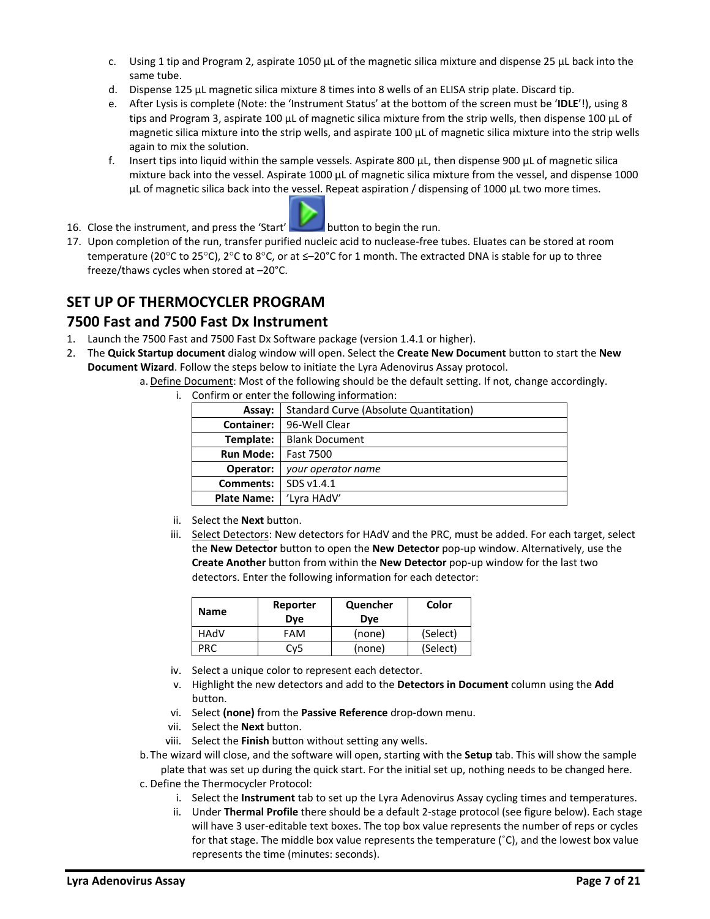c. Using 1 tip and Program 2, aspirate 1050 µL of the magnetic silica mixture and dispense 25 µL back into the same tube.

d. Dispense 125 µL magnetic silica mixture 8 times into 8 wells of an ELISA strip plate. Discard tip.

e. After Lysis is complete (Note: the 'Instrument Status' at the bottom of the screen must be '**IDLE**'!), using 8 tips and Program 3, aspirate 100 µL of magnetic silica mixture from the strip wells, then dispense 100 µL of magnetic silica mixture into the strip wells, and aspirate 100 µL of magnetic silica mixture into the strip wells again to mix the solution.

f. Insert tips into liquid within the sample vessels. Aspirate 800 µL, then dispense 900 µL of magnetic silica mixture back into the vessel. Aspirate 1000 µL of magnetic silica mixture from the vessel, and dispense 1000 µL of magnetic silica back into the vessel. Repeat aspiration / dispensing of 1000 µL two more times.

16. Close the instrument, and press the 'Start' button to begin the run.
17. Upon completion of the run, transfer purified nucleic acid to nuclease-free tubes. Eluates can be stored at room temperature (20°C to 25°C), 2°C to 8°C, or at ≤–20°C for 1 month. The extracted DNA is stable for up to three freeze/thaws cycles when stored at –20°C.

## SET UP OF THERMOCYCLER PROGRAM

## 7500 Fast and 7500 Fast Dx Instrument

1. Launch the 7500 Fast and 7500 Fast Dx Software package (version 1.4.1 or higher).
2. The **Quick Startup document** dialog window will open. Select the **Create New Document** button to start the **New Document Wizard**. Follow the steps below to initiate the Lyra Adenovirus Assay protocol.

a. Define Document: Most of the following should be the default setting. If not, change accordingly.

i. Confirm or enter the following information:

| | |
|---|---|
| **Assay:** | Standard Curve (Absolute Quantitation) |
| **Container:** | 96-Well Clear |
| **Template:** | Blank Document |
| **Run Mode:** | Fast 7500 |
| **Operator:** | *your operator name* |
| **Comments:** | SDS v1.4.1 |
| **Plate Name:** | 'Lyra HAdV' |

ii. Select the **Next** button.

iii. Select Detectors: New detectors for HAdV and the PRC, must be added. For each target, select the **New Detector** button to open the **New Detector** pop-up window. Alternatively, use the **Create Another** button from within the **New Detector** pop-up window for the last two detectors. Enter the following information for each detector:

| Name | Reporter Dye | Quencher Dye | Color |
|---|---|---|---|
| HAdV | FAM | (none) | (Select) |
| PRC | Cy5 | (none) | (Select) |

iv. Select a unique color to represent each detector.

v. Highlight the new detectors and add to the **Detectors in Document** column using the **Add** button.

vi. Select **(none)** from the **Passive Reference** drop-down menu.

vii. Select the **Next** button.

viii. Select the **Finish** button without setting any wells.

b. The wizard will close, and the software will open, starting with the **Setup** tab. This will show the sample plate that was set up during the quick start. For the initial set up, nothing needs to be changed here.

c. Define the Thermocycler Protocol:

i. Select the **Instrument** tab to set up the Lyra Adenovirus Assay cycling times and temperatures.

ii. Under **Thermal Profile** there should be a default 2-stage protocol (see figure below). Each stage will have 3 user-editable text boxes. The top box value represents the number of reps or cycles for that stage. The middle box value represents the temperature (˚C), and the lowest box value represents the time (minutes: seconds).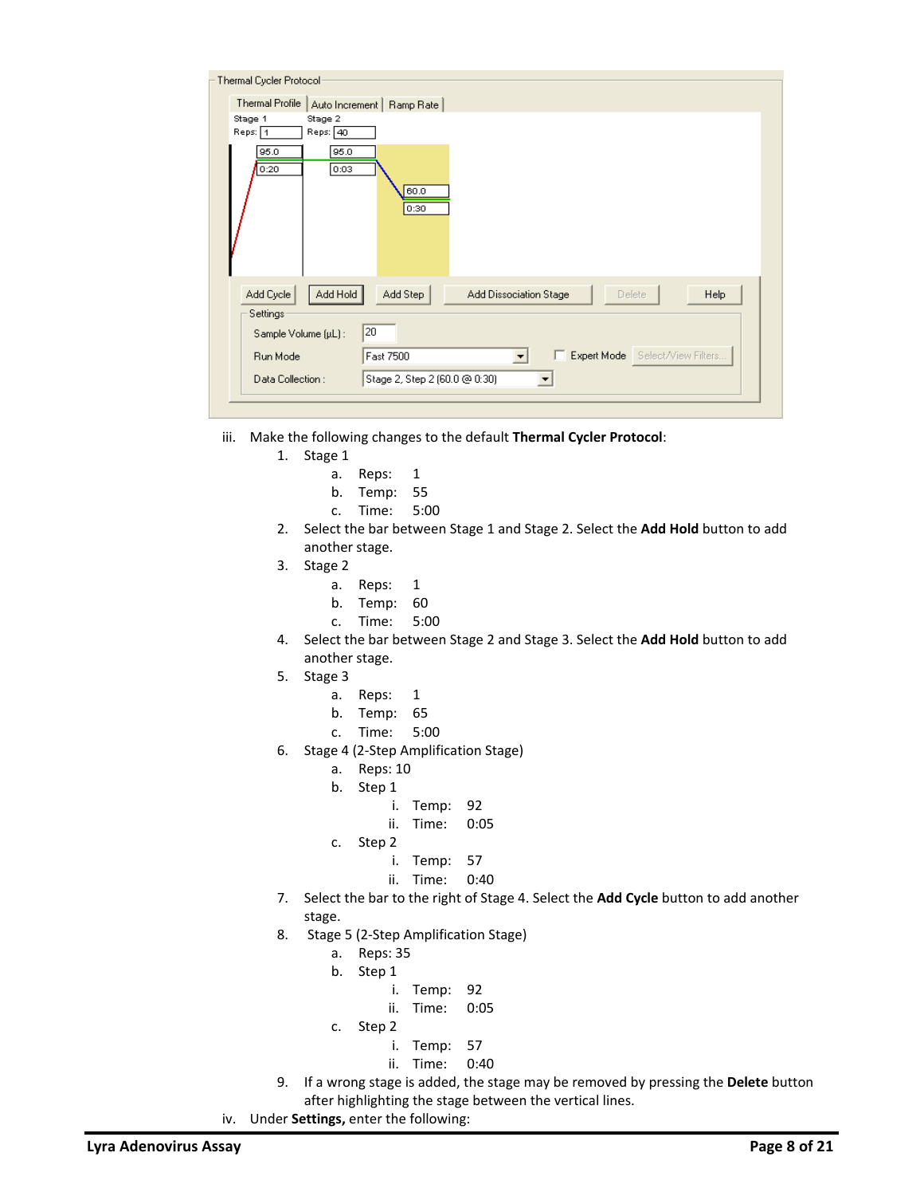iii. Make the following changes to the default **Thermal Cycler Protocol**:

1. Stage 1
   a. Reps: 1
   b. Temp: 55
   c. Time: 5:00
2. Select the bar between Stage 1 and Stage 2. Select the **Add Hold** button to add another stage.
3. Stage 2
   a. Reps: 1
   b. Temp: 60
   c. Time: 5:00
4. Select the bar between Stage 2 and Stage 3. Select the **Add Hold** button to add another stage.
5. Stage 3
   a. Reps: 1
   b. Temp: 65
   c. Time: 5:00
6. Stage 4 (2-Step Amplification Stage)
   a. Reps: 10
   b. Step 1
      i. Temp: 92
      ii. Time: 0:05
   c. Step 2
      i. Temp: 57
      ii. Time: 0:40
7. Select the bar to the right of Stage 4. Select the **Add Cycle** button to add another stage.
8. Stage 5 (2-Step Amplification Stage)
   a. Reps: 35
   b. Step 1
      i. Temp: 92
      ii. Time: 0:05
   c. Step 2
      i. Temp: 57
      ii. Time: 0:40
9. If a wrong stage is added, the stage may be removed by pressing the **Delete** button after highlighting the stage between the vertical lines.

iv. Under **Settings,** enter the following: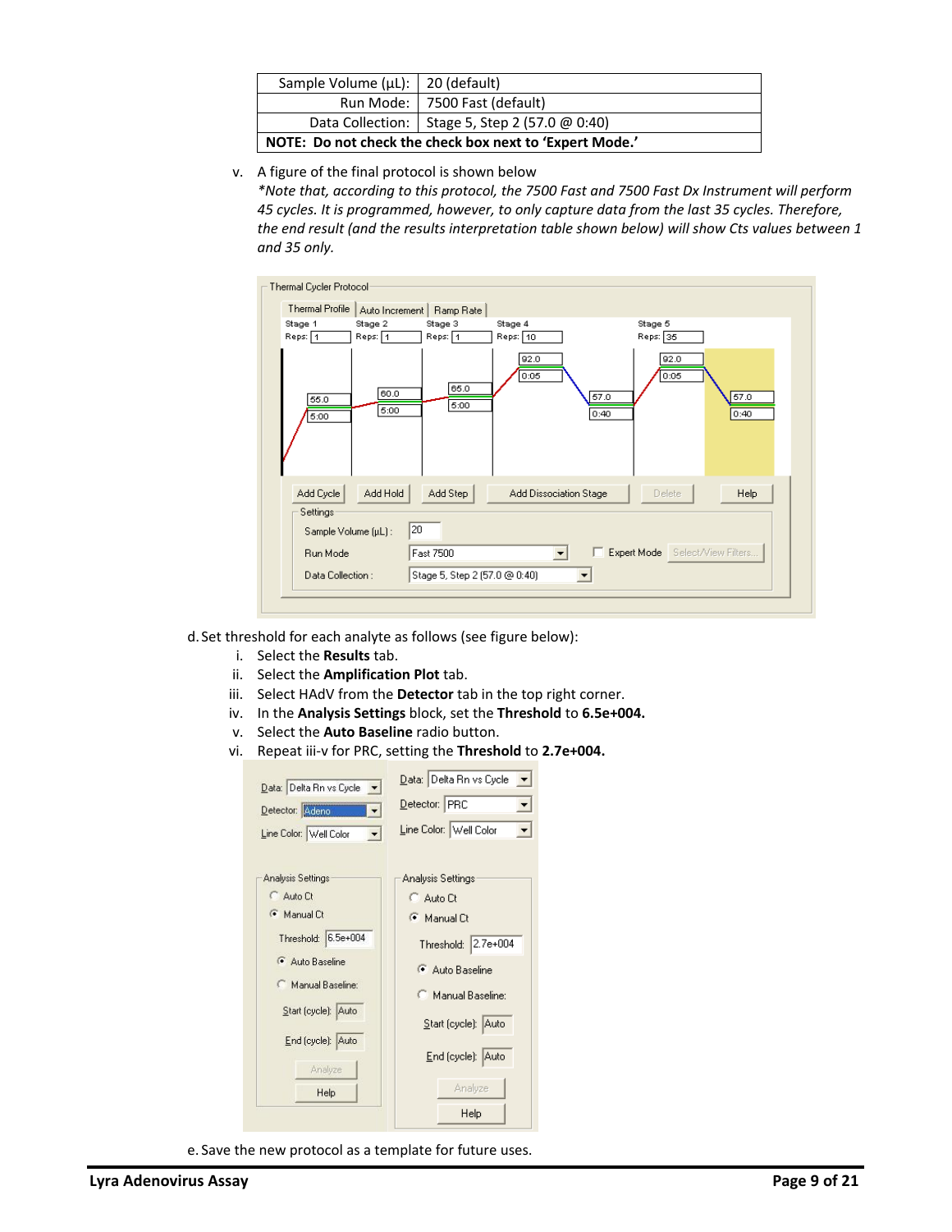| Sample Volume (µL): | 20 (default) |
|---:|---|
| Run Mode: | 7500 Fast (default) |
| Data Collection: | Stage 5, Step 2 (57.0 @ 0:40) |
| **NOTE: Do not check the check box next to 'Expert Mode.'** | |

v. A figure of the final protocol is shown below
*\*Note that, according to this protocol, the 7500 Fast and 7500 Fast Dx Instrument will perform 45 cycles. It is programmed, however, to only capture data from the last 35 cycles. Therefore, the end result (and the results interpretation table shown below) will show Cts values between 1 and 35 only.*

d. Set threshold for each analyte as follows (see figure below):

i. Select the **Results** tab.
ii. Select the **Amplification Plot** tab.
iii. Select HAdV from the **Detector** tab in the top right corner.
iv. In the **Analysis Settings** block, set the **Threshold** to **6.5e+004.**
v. Select the **Auto Baseline** radio button.
vi. Repeat iii-v for PRC, setting the **Threshold** to **2.7e+004.**

e. Save the new protocol as a template for future uses.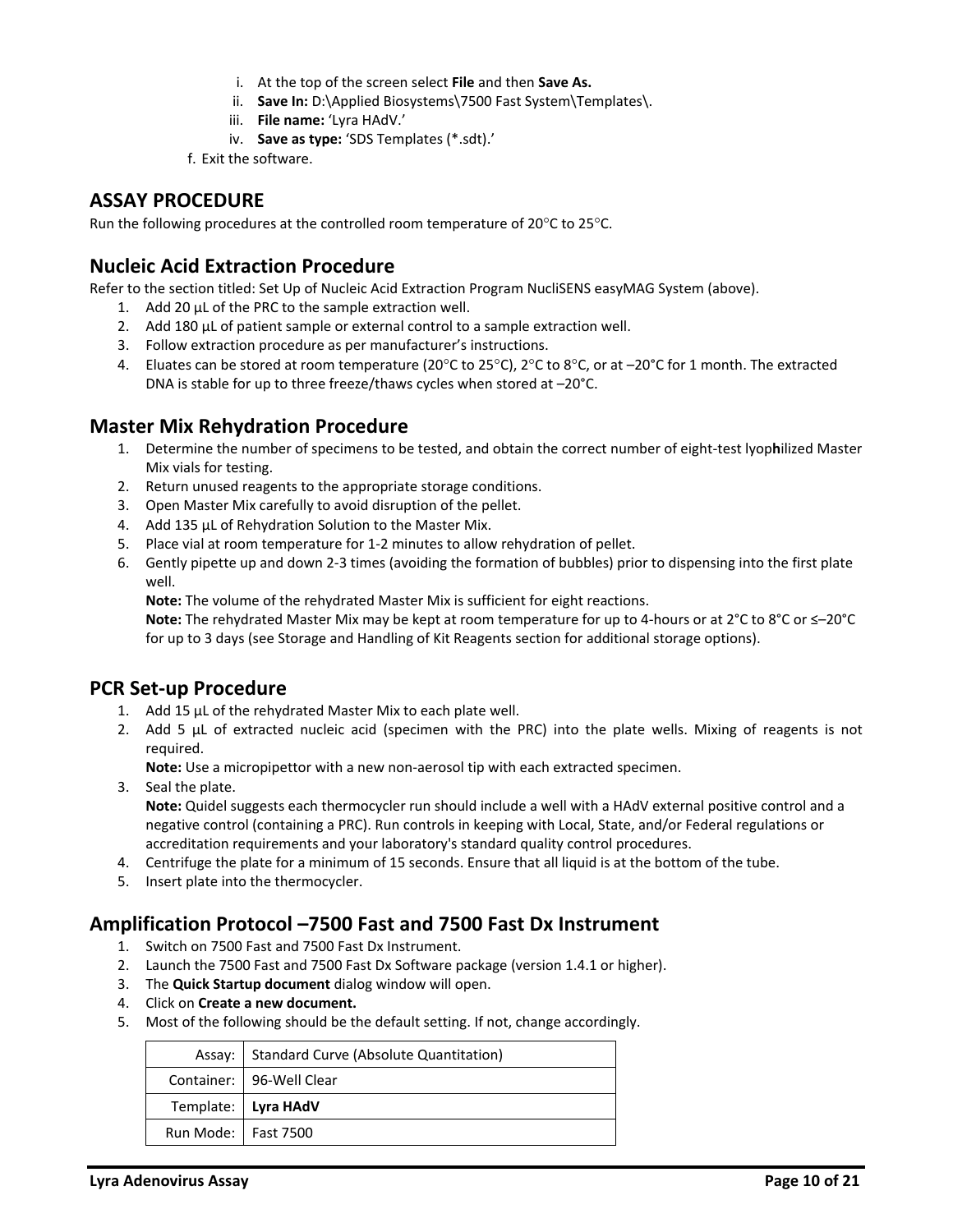i. At the top of the screen select **File** and then **Save As.**
   ii. **Save In:** D:\Applied Biosystems\7500 Fast System\Templates\.
   iii. **File name:** 'Lyra HAdV.'
   iv. **Save as type:** 'SDS Templates (*.sdt).'

f. Exit the software.

## ASSAY PROCEDURE

Run the following procedures at the controlled room temperature of 20°C to 25°C.

### Nucleic Acid Extraction Procedure

Refer to the section titled: Set Up of Nucleic Acid Extraction Program NucliSENS easyMAG System (above).

1. Add 20 µL of the PRC to the sample extraction well.
2. Add 180 µL of patient sample or external control to a sample extraction well.
3. Follow extraction procedure as per manufacturer's instructions.
4. Eluates can be stored at room temperature (20°C to 25°C), 2°C to 8°C, or at –20°C for 1 month. The extracted DNA is stable for up to three freeze/thaws cycles when stored at –20°C.

### Master Mix Rehydration Procedure

1. Determine the number of specimens to be tested, and obtain the correct number of eight-test lyop**h**ilized Master Mix vials for testing.
2. Return unused reagents to the appropriate storage conditions.
3. Open Master Mix carefully to avoid disruption of the pellet.
4. Add 135 µL of Rehydration Solution to the Master Mix.
5. Place vial at room temperature for 1-2 minutes to allow rehydration of pellet.
6. Gently pipette up and down 2-3 times (avoiding the formation of bubbles) prior to dispensing into the first plate well.

   **Note:** The volume of the rehydrated Master Mix is sufficient for eight reactions.

   **Note:** The rehydrated Master Mix may be kept at room temperature for up to 4-hours or at 2°C to 8°C or ≤–20°C for up to 3 days (see Storage and Handling of Kit Reagents section for additional storage options).

### PCR Set-up Procedure

1. Add 15 µL of the rehydrated Master Mix to each plate well.
2. Add 5 µL of extracted nucleic acid (specimen with the PRC) into the plate wells. Mixing of reagents is not required.

   **Note:** Use a micropipettor with a new non-aerosol tip with each extracted specimen.
3. Seal the plate.

   **Note:** Quidel suggests each thermocycler run should include a well with a HAdV external positive control and a negative control (containing a PRC). Run controls in keeping with Local, State, and/or Federal regulations or accreditation requirements and your laboratory's standard quality control procedures.
4. Centrifuge the plate for a minimum of 15 seconds. Ensure that all liquid is at the bottom of the tube.
5. Insert plate into the thermocycler.

### Amplification Protocol –7500 Fast and 7500 Fast Dx Instrument

1. Switch on 7500 Fast and 7500 Fast Dx Instrument.
2. Launch the 7500 Fast and 7500 Fast Dx Software package (version 1.4.1 or higher).
3. The **Quick Startup document** dialog window will open.
4. Click on **Create a new document.**
5. Most of the following should be the default setting. If not, change accordingly.

| | |
|---|---|
| Assay: | Standard Curve (Absolute Quantitation) |
| Container: | 96-Well Clear |
| Template: | **Lyra HAdV** |
| Run Mode: | Fast 7500 |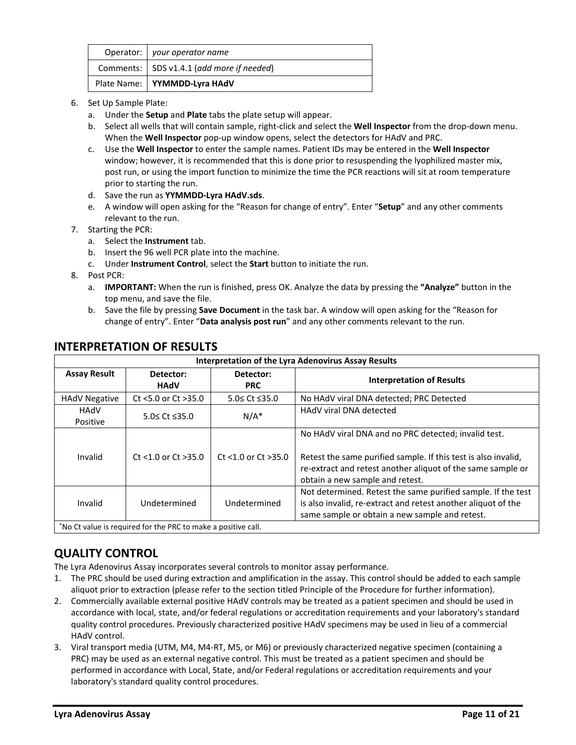| Operator: | *your operator name* |
|---|---|
| Comments: | SDS v1.4.1 (*add more if needed*) |
| Plate Name: | **YYMMDD-Lyra HAdV** |

6. Set Up Sample Plate:
   a. Under the **Setup** and **Plate** tabs the plate setup will appear.
   b. Select all wells that will contain sample, right-click and select the **Well Inspector** from the drop-down menu. When the **Well Inspector** pop-up window opens, select the detectors for HAdV and PRC.
   c. Use the **Well Inspector** to enter the sample names. Patient IDs may be entered in the **Well Inspector** window; however, it is recommended that this is done prior to resuspending the lyophilized master mix, post run, or using the import function to minimize the time the PCR reactions will sit at room temperature prior to starting the run.
   d. Save the run as **YYMMDD-Lyra HAdV.sds**.
   e. A window will open asking for the "Reason for change of entry". Enter "**Setup**" and any other comments relevant to the run.
7. Starting the PCR:
   a. Select the **Instrument** tab.
   b. Insert the 96 well PCR plate into the machine.
   c. Under **Instrument Control**, select the **Start** button to initiate the run.
8. Post PCR:
   a. **IMPORTANT:** When the run is finished, press OK. Analyze the data by pressing the **"Analyze"** button in the top menu, and save the file.
   b. Save the file by pressing **Save Document** in the task bar. A window will open asking for the "Reason for change of entry". Enter "**Data analysis post run**" and any other comments relevant to the run.

## INTERPRETATION OF RESULTS

| Interpretation of the Lyra Adenovirus Assay Results | | | |
|---|---|---|---|
| **Assay Result** | **Detector: HAdV** | **Detector: PRC** | **Interpretation of Results** |
| HAdV Negative | Ct <5.0 or Ct >35.0 | 5.0≤ Ct ≤35.0 | No HAdV viral DNA detected; PRC Detected |
| HAdV Positive | 5.0≤ Ct ≤35.0 | N/A* | HAdV viral DNA detected |
| Invalid | Ct <1.0 or Ct >35.0 | Ct <1.0 or Ct >35.0 | No HAdV viral DNA and no PRC detected; invalid test.<br><br>Retest the same purified sample. If this test is also invalid, re-extract and retest another aliquot of the same sample or obtain a new sample and retest. |
| Invalid | Undetermined | Undetermined | Not determined. Retest the same purified sample. If the test is also invalid, re-extract and retest another aliquot of the same sample or obtain a new sample and retest. |

*No Ct value is required for the PRC to make a positive call.

## QUALITY CONTROL

The Lyra Adenovirus Assay incorporates several controls to monitor assay performance.

1. The PRC should be used during extraction and amplification in the assay. This control should be added to each sample aliquot prior to extraction (please refer to the section titled Principle of the Procedure for further information).
2. Commercially available external positive HAdV controls may be treated as a patient specimen and should be used in accordance with local, state, and/or federal regulations or accreditation requirements and your laboratory's standard quality control procedures. Previously characterized positive HAdV specimens may be used in lieu of a commercial HAdV control.
3. Viral transport media (UTM, M4, M4-RT, M5, or M6) or previously characterized negative specimen (containing a PRC) may be used as an external negative control. This must be treated as a patient specimen and should be performed in accordance with Local, State, and/or Federal regulations or accreditation requirements and your laboratory's standard quality control procedures.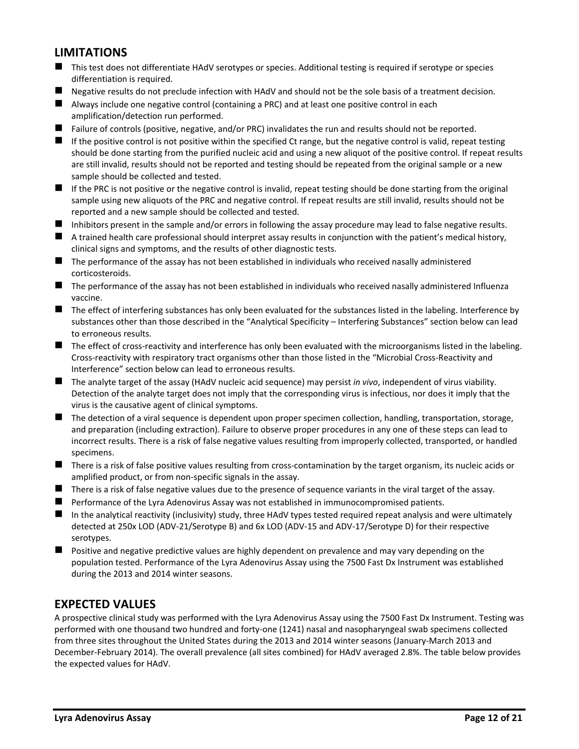## LIMITATIONS

- This test does not differentiate HAdV serotypes or species. Additional testing is required if serotype or species differentiation is required.
- Negative results do not preclude infection with HAdV and should not be the sole basis of a treatment decision.
- Always include one negative control (containing a PRC) and at least one positive control in each amplification/detection run performed.
- Failure of controls (positive, negative, and/or PRC) invalidates the run and results should not be reported.
- If the positive control is not positive within the specified Ct range, but the negative control is valid, repeat testing should be done starting from the purified nucleic acid and using a new aliquot of the positive control. If repeat results are still invalid, results should not be reported and testing should be repeated from the original sample or a new sample should be collected and tested.
- If the PRC is not positive or the negative control is invalid, repeat testing should be done starting from the original sample using new aliquots of the PRC and negative control. If repeat results are still invalid, results should not be reported and a new sample should be collected and tested.
- Inhibitors present in the sample and/or errors in following the assay procedure may lead to false negative results.
- A trained health care professional should interpret assay results in conjunction with the patient's medical history, clinical signs and symptoms, and the results of other diagnostic tests.
- The performance of the assay has not been established in individuals who received nasally administered corticosteroids.
- The performance of the assay has not been established in individuals who received nasally administered Influenza vaccine.
- The effect of interfering substances has only been evaluated for the substances listed in the labeling. Interference by substances other than those described in the "Analytical Specificity – Interfering Substances" section below can lead to erroneous results.
- The effect of cross-reactivity and interference has only been evaluated with the microorganisms listed in the labeling. Cross-reactivity with respiratory tract organisms other than those listed in the "Microbial Cross-Reactivity and Interference" section below can lead to erroneous results.
- The analyte target of the assay (HAdV nucleic acid sequence) may persist *in vivo*, independent of virus viability. Detection of the analyte target does not imply that the corresponding virus is infectious, nor does it imply that the virus is the causative agent of clinical symptoms.
- The detection of a viral sequence is dependent upon proper specimen collection, handling, transportation, storage, and preparation (including extraction). Failure to observe proper procedures in any one of these steps can lead to incorrect results. There is a risk of false negative values resulting from improperly collected, transported, or handled specimens.
- There is a risk of false positive values resulting from cross-contamination by the target organism, its nucleic acids or amplified product, or from non-specific signals in the assay.
- There is a risk of false negative values due to the presence of sequence variants in the viral target of the assay.
- Performance of the Lyra Adenovirus Assay was not established in immunocompromised patients.
- In the analytical reactivity (inclusivity) study, three HAdV types tested required repeat analysis and were ultimately detected at 250x LOD (ADV-21/Serotype B) and 6x LOD (ADV-15 and ADV-17/Serotype D) for their respective serotypes.
- Positive and negative predictive values are highly dependent on prevalence and may vary depending on the population tested. Performance of the Lyra Adenovirus Assay using the 7500 Fast Dx Instrument was established during the 2013 and 2014 winter seasons.

## EXPECTED VALUES

A prospective clinical study was performed with the Lyra Adenovirus Assay using the 7500 Fast Dx Instrument. Testing was performed with one thousand two hundred and forty-one (1241) nasal and nasopharyngeal swab specimens collected from three sites throughout the United States during the 2013 and 2014 winter seasons (January-March 2013 and December-February 2014). The overall prevalence (all sites combined) for HAdV averaged 2.8%. The table below provides the expected values for HAdV.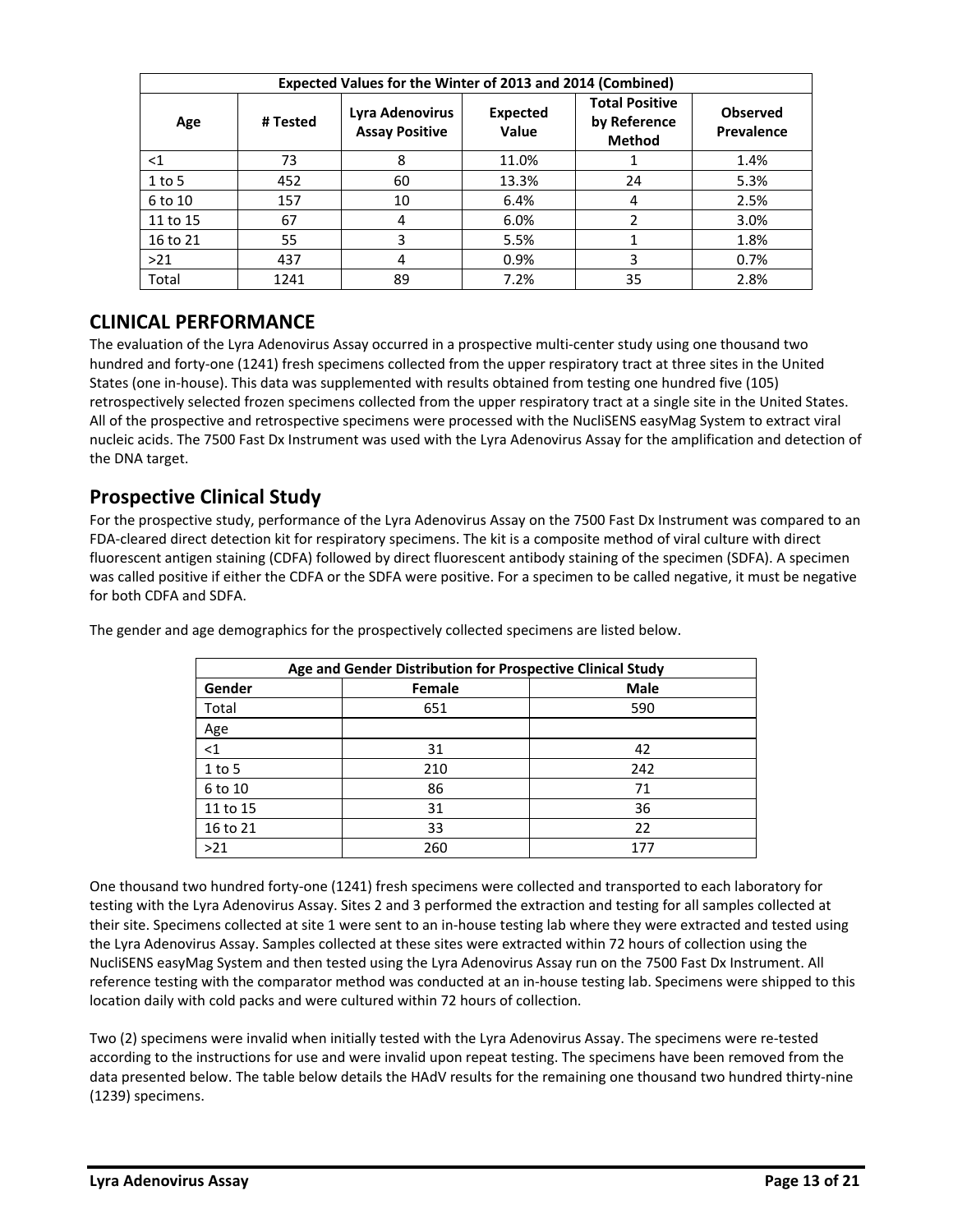| Expected Values for the Winter of 2013 and 2014 (Combined) | | | | | |
|---|---|---|---|---|---|
| Age | # Tested | Lyra Adenovirus Assay Positive | Expected Value | Total Positive by Reference Method | Observed Prevalence |
| <1 | 73 | 8 | 11.0% | 1 | 1.4% |
| 1 to 5 | 452 | 60 | 13.3% | 24 | 5.3% |
| 6 to 10 | 157 | 10 | 6.4% | 4 | 2.5% |
| 11 to 15 | 67 | 4 | 6.0% | 2 | 3.0% |
| 16 to 21 | 55 | 3 | 5.5% | 1 | 1.8% |
| >21 | 437 | 4 | 0.9% | 3 | 0.7% |
| Total | 1241 | 89 | 7.2% | 35 | 2.8% |

## CLINICAL PERFORMANCE

The evaluation of the Lyra Adenovirus Assay occurred in a prospective multi-center study using one thousand two hundred and forty-one (1241) fresh specimens collected from the upper respiratory tract at three sites in the United States (one in-house). This data was supplemented with results obtained from testing one hundred five (105) retrospectively selected frozen specimens collected from the upper respiratory tract at a single site in the United States. All of the prospective and retrospective specimens were processed with the NucliSENS easyMag System to extract viral nucleic acids. The 7500 Fast Dx Instrument was used with the Lyra Adenovirus Assay for the amplification and detection of the DNA target.

## Prospective Clinical Study

For the prospective study, performance of the Lyra Adenovirus Assay on the 7500 Fast Dx Instrument was compared to an FDA-cleared direct detection kit for respiratory specimens. The kit is a composite method of viral culture with direct fluorescent antigen staining (CDFA) followed by direct fluorescent antibody staining of the specimen (SDFA). A specimen was called positive if either the CDFA or the SDFA were positive. For a specimen to be called negative, it must be negative for both CDFA and SDFA.

The gender and age demographics for the prospectively collected specimens are listed below.

| Age and Gender Distribution for Prospective Clinical Study | | |
|---|---|---|
| Gender | Female | Male |
| Total | 651 | 590 |
| Age | | |
| <1 | 31 | 42 |
| 1 to 5 | 210 | 242 |
| 6 to 10 | 86 | 71 |
| 11 to 15 | 31 | 36 |
| 16 to 21 | 33 | 22 |
| >21 | 260 | 177 |

One thousand two hundred forty-one (1241) fresh specimens were collected and transported to each laboratory for testing with the Lyra Adenovirus Assay. Sites 2 and 3 performed the extraction and testing for all samples collected at their site. Specimens collected at site 1 were sent to an in-house testing lab where they were extracted and tested using the Lyra Adenovirus Assay. Samples collected at these sites were extracted within 72 hours of collection using the NucliSENS easyMag System and then tested using the Lyra Adenovirus Assay run on the 7500 Fast Dx Instrument. All reference testing with the comparator method was conducted at an in-house testing lab. Specimens were shipped to this location daily with cold packs and were cultured within 72 hours of collection.

Two (2) specimens were invalid when initially tested with the Lyra Adenovirus Assay. The specimens were re-tested according to the instructions for use and were invalid upon repeat testing. The specimens have been removed from the data presented below. The table below details the HAdV results for the remaining one thousand two hundred thirty-nine (1239) specimens.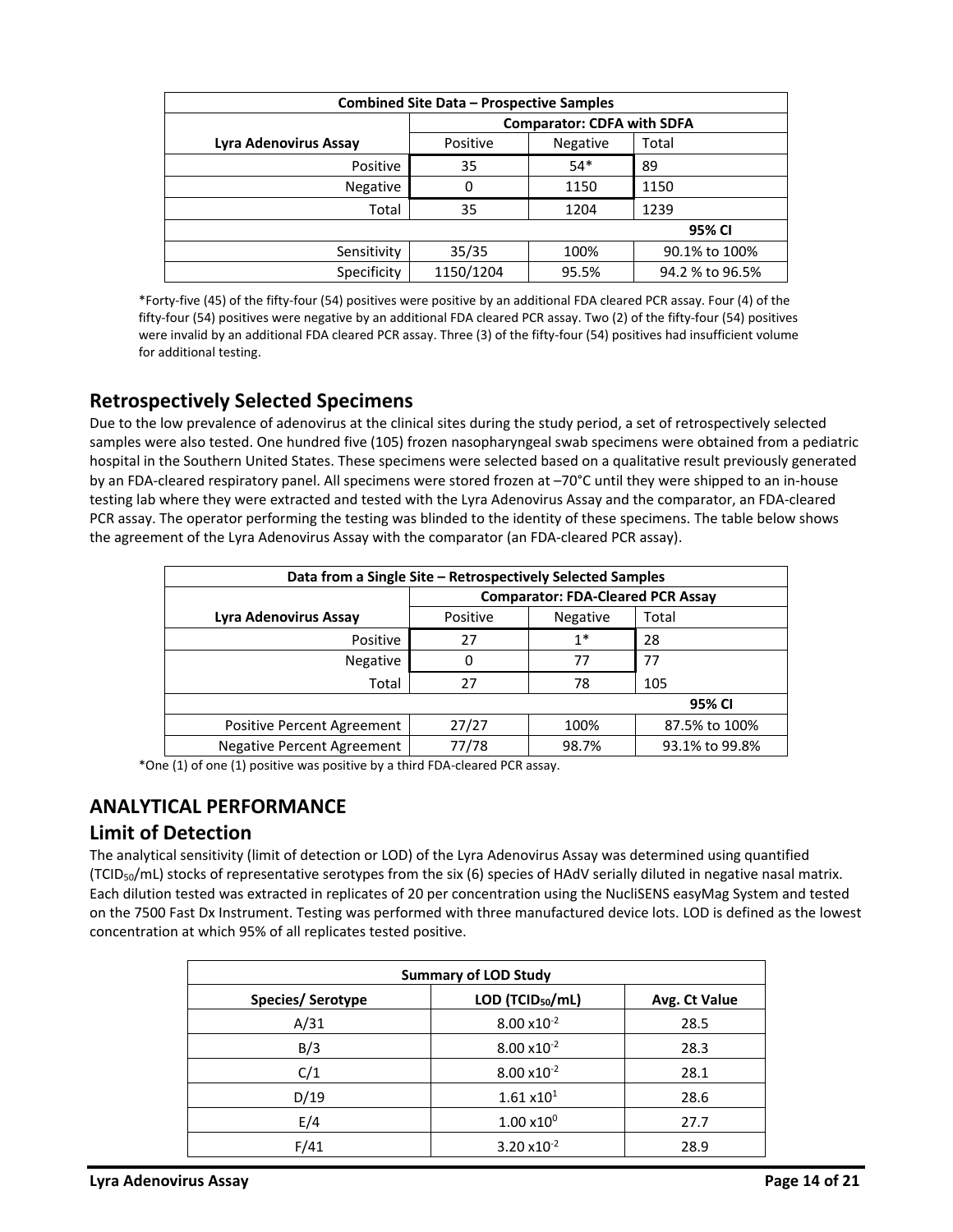| Combined Site Data – Prospective Samples | | | |
|---|---|---|---|
| | Comparator: CDFA with SDFA | | |
| Lyra Adenovirus Assay | Positive | Negative | Total |
| Positive | 35 | 54* | 89 |
| Negative | 0 | 1150 | 1150 |
| Total | 35 | 1204 | 1239 |
| | | | 95% CI |
| Sensitivity | 35/35 | 100% | 90.1% to 100% |
| Specificity | 1150/1204 | 95.5% | 94.2 % to 96.5% |

*Forty-five (45) of the fifty-four (54) positives were positive by an additional FDA cleared PCR assay. Four (4) of the fifty-four (54) positives were negative by an additional FDA cleared PCR assay. Two (2) of the fifty-four (54) positives were invalid by an additional FDA cleared PCR assay. Three (3) of the fifty-four (54) positives had insufficient volume for additional testing.

## Retrospectively Selected Specimens

Due to the low prevalence of adenovirus at the clinical sites during the study period, a set of retrospectively selected samples were also tested. One hundred five (105) frozen nasopharyngeal swab specimens were obtained from a pediatric hospital in the Southern United States. These specimens were selected based on a qualitative result previously generated by an FDA-cleared respiratory panel. All specimens were stored frozen at –70°C until they were shipped to an in-house testing lab where they were extracted and tested with the Lyra Adenovirus Assay and the comparator, an FDA-cleared PCR assay. The operator performing the testing was blinded to the identity of these specimens. The table below shows the agreement of the Lyra Adenovirus Assay with the comparator (an FDA-cleared PCR assay).

| Data from a Single Site – Retrospectively Selected Samples | | | |
|---|---|---|---|
| | Comparator: FDA-Cleared PCR Assay | | |
| Lyra Adenovirus Assay | Positive | Negative | Total |
| Positive | 27 | 1* | 28 |
| Negative | 0 | 77 | 77 |
| Total | 27 | 78 | 105 |
| | | | 95% CI |
| Positive Percent Agreement | 27/27 | 100% | 87.5% to 100% |
| Negative Percent Agreement | 77/78 | 98.7% | 93.1% to 99.8% |

*One (1) of one (1) positive was positive by a third FDA-cleared PCR assay.

# ANALYTICAL PERFORMANCE

## Limit of Detection

The analytical sensitivity (limit of detection or LOD) of the Lyra Adenovirus Assay was determined using quantified ($TCID_{50}$/mL) stocks of representative serotypes from the six (6) species of HAdV serially diluted in negative nasal matrix. Each dilution tested was extracted in replicates of 20 per concentration using the NucliSENS easyMag System and tested on the 7500 Fast Dx Instrument. Testing was performed with three manufactured device lots. LOD is defined as the lowest concentration at which 95% of all replicates tested positive.

| Summary of LOD Study | | |
|---|---|---|
| Species/ Serotype | LOD ($TCID_{50}$/mL) | Avg. Ct Value |
| A/31 | $8.00 \times 10^{-2}$ | 28.5 |
| B/3 | $8.00 \times 10^{-2}$ | 28.3 |
| C/1 | $8.00 \times 10^{-2}$ | 28.1 |
| D/19 | $1.61 \times 10^{1}$ | 28.6 |
| E/4 | $1.00 \times 10^{0}$ | 27.7 |
| F/41 | $3.20 \times 10^{-2}$ | 28.9 |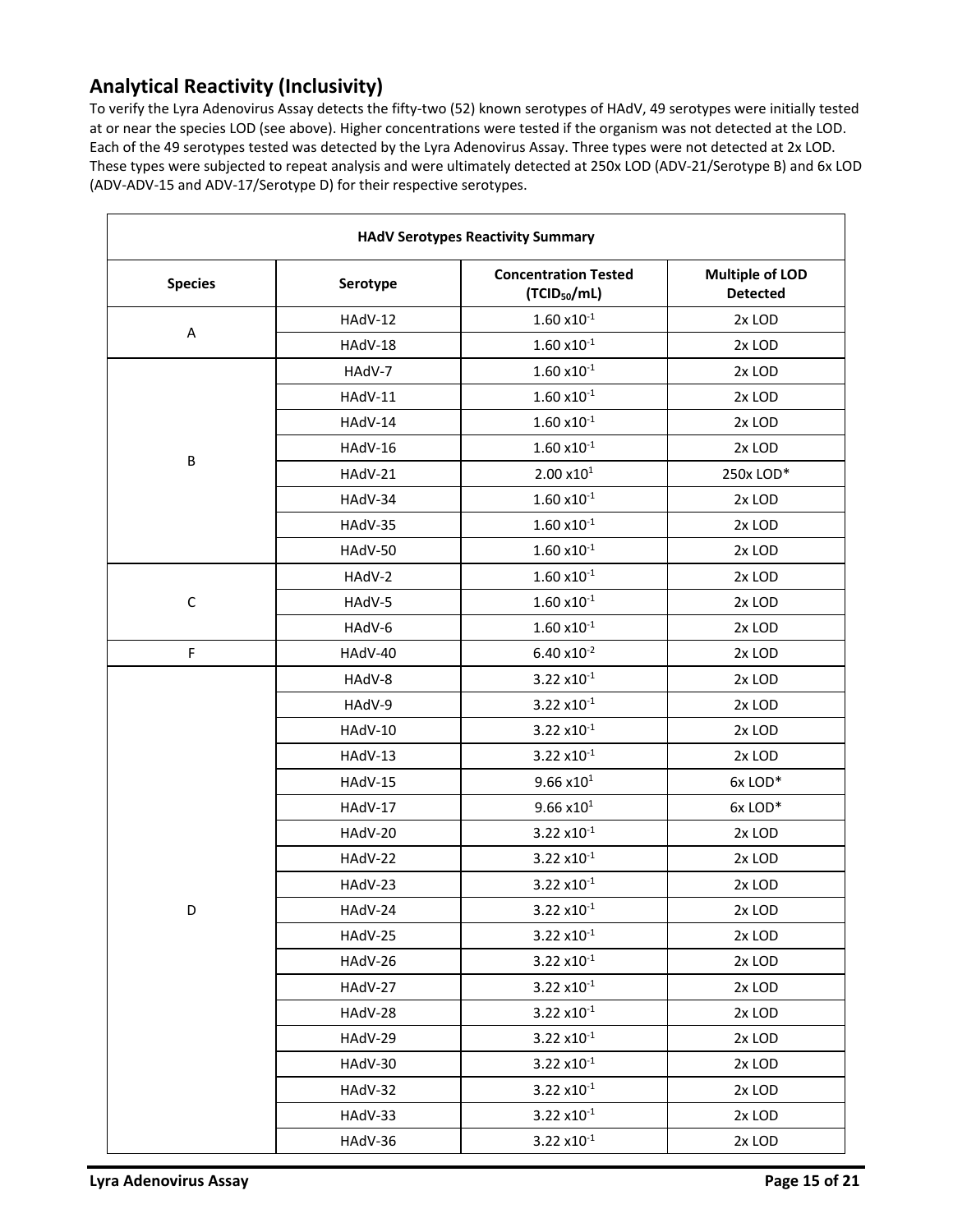## Analytical Reactivity (Inclusivity)

To verify the Lyra Adenovirus Assay detects the fifty-two (52) known serotypes of HAdV, 49 serotypes were initially tested at or near the species LOD (see above). Higher concentrations were tested if the organism was not detected at the LOD. Each of the 49 serotypes tested was detected by the Lyra Adenovirus Assay. Three types were not detected at 2x LOD. These types were subjected to repeat analysis and were ultimately detected at 250x LOD (ADV-21/Serotype B) and 6x LOD (ADV-ADV-15 and ADV-17/Serotype D) for their respective serotypes.

| HAdV Serotypes Reactivity Summary | | | |
|---|---|---|---|
| **Species** | **Serotype** | **Concentration Tested ($TCID_{50}$/mL)** | **Multiple of LOD Detected** |
| A | HAdV-12 | $1.60 \times 10^{-1}$ | 2x LOD |
| | HAdV-18 | $1.60 \times 10^{-1}$ | 2x LOD |
| B | HAdV-7 | $1.60 \times 10^{-1}$ | 2x LOD |
| | HAdV-11 | $1.60 \times 10^{-1}$ | 2x LOD |
| | HAdV-14 | $1.60 \times 10^{-1}$ | 2x LOD |
| | HAdV-16 | $1.60 \times 10^{-1}$ | 2x LOD |
| | HAdV-21 | $2.00 \times 10^{1}$ | 250x LOD* |
| | HAdV-34 | $1.60 \times 10^{-1}$ | 2x LOD |
| | HAdV-35 | $1.60 \times 10^{-1}$ | 2x LOD |
| | HAdV-50 | $1.60 \times 10^{-1}$ | 2x LOD |
| C | HAdV-2 | $1.60 \times 10^{-1}$ | 2x LOD |
| | HAdV-5 | $1.60 \times 10^{-1}$ | 2x LOD |
| | HAdV-6 | $1.60 \times 10^{-1}$ | 2x LOD |
| F | HAdV-40 | $6.40 \times 10^{-2}$ | 2x LOD |
| D | HAdV-8 | $3.22 \times 10^{-1}$ | 2x LOD |
| | HAdV-9 | $3.22 \times 10^{-1}$ | 2x LOD |
| | HAdV-10 | $3.22 \times 10^{-1}$ | 2x LOD |
| | HAdV-13 | $3.22 \times 10^{-1}$ | 2x LOD |
| | HAdV-15 | $9.66 \times 10^{1}$ | 6x LOD* |
| | HAdV-17 | $9.66 \times 10^{1}$ | 6x LOD* |
| | HAdV-20 | $3.22 \times 10^{-1}$ | 2x LOD |
| | HAdV-22 | $3.22 \times 10^{-1}$ | 2x LOD |
| | HAdV-23 | $3.22 \times 10^{-1}$ | 2x LOD |
| | HAdV-24 | $3.22 \times 10^{-1}$ | 2x LOD |
| | HAdV-25 | $3.22 \times 10^{-1}$ | 2x LOD |
| | HAdV-26 | $3.22 \times 10^{-1}$ | 2x LOD |
| | HAdV-27 | $3.22 \times 10^{-1}$ | 2x LOD |
| | HAdV-28 | $3.22 \times 10^{-1}$ | 2x LOD |
| | HAdV-29 | $3.22 \times 10^{-1}$ | 2x LOD |
| | HAdV-30 | $3.22 \times 10^{-1}$ | 2x LOD |
| | HAdV-32 | $3.22 \times 10^{-1}$ | 2x LOD |
| | HAdV-33 | $3.22 \times 10^{-1}$ | 2x LOD |
| | HAdV-36 | $3.22 \times 10^{-1}$ | 2x LOD |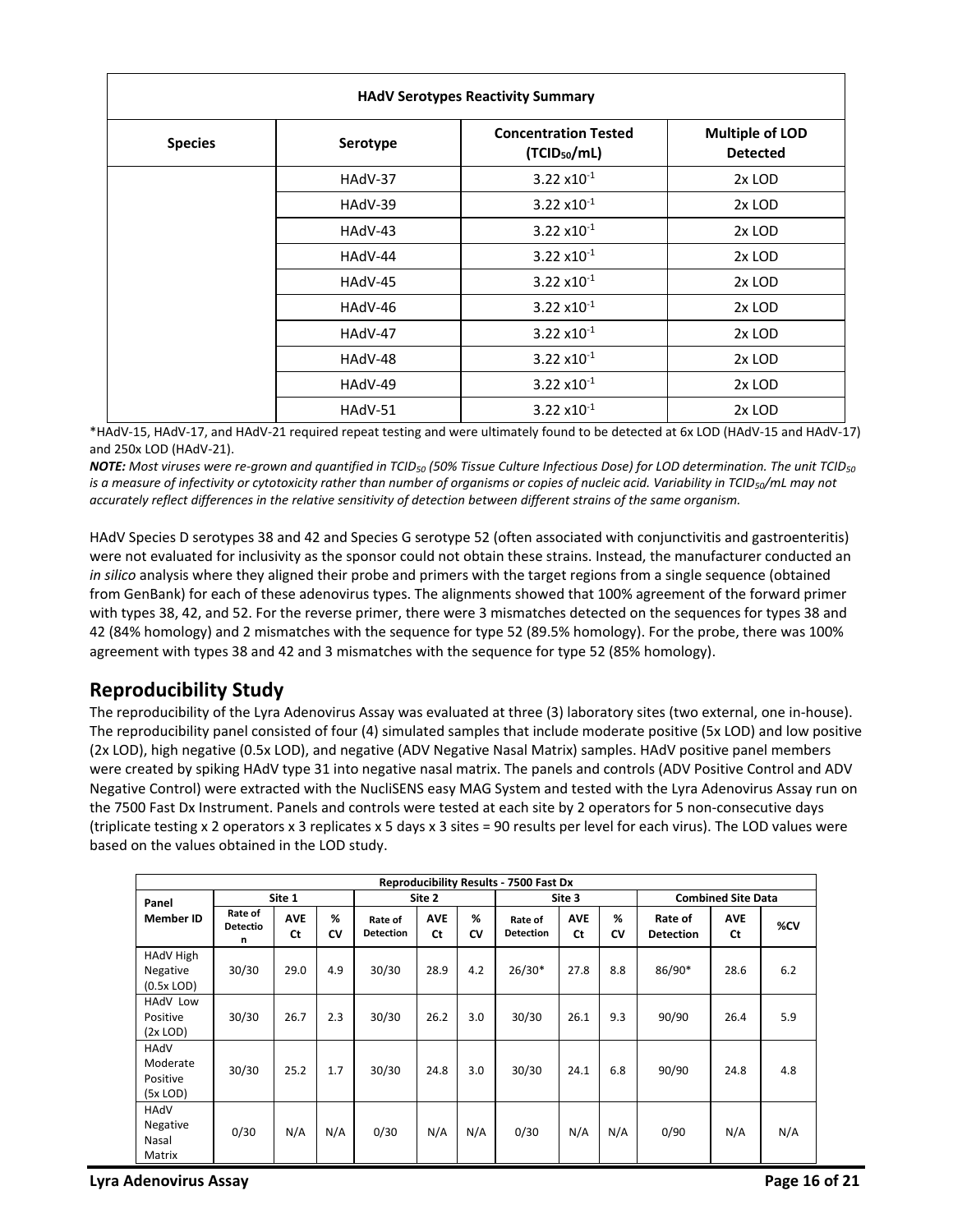| HAdV Serotypes Reactivity Summary | | | |
|---|---|---|---|
| **Species** | **Serotype** | **Concentration Tested ($TCID_{50}$/mL)** | **Multiple of LOD Detected** |
| | HAdV-37 | $3.22 \times 10^{-1}$ | 2x LOD |
| | HAdV-39 | $3.22 \times 10^{-1}$ | 2x LOD |
| | HAdV-43 | $3.22 \times 10^{-1}$ | 2x LOD |
| | HAdV-44 | $3.22 \times 10^{-1}$ | 2x LOD |
| | HAdV-45 | $3.22 \times 10^{-1}$ | 2x LOD |
| | HAdV-46 | $3.22 \times 10^{-1}$ | 2x LOD |
| | HAdV-47 | $3.22 \times 10^{-1}$ | 2x LOD |
| | HAdV-48 | $3.22 \times 10^{-1}$ | 2x LOD |
| | HAdV-49 | $3.22 \times 10^{-1}$ | 2x LOD |
| | HAdV-51 | $3.22 \times 10^{-1}$ | 2x LOD |

*HAdV-15, HAdV-17, and HAdV-21 required repeat testing and were ultimately found to be detected at 6x LOD (HAdV-15 and HAdV-17) and 250x LOD (HAdV-21).

***NOTE:*** *Most viruses were re-grown and quantified in $TCID_{50}$ (50% Tissue Culture Infectious Dose) for LOD determination. The unit $TCID_{50}$ is a measure of infectivity or cytotoxicity rather than number of organisms or copies of nucleic acid. Variability in $TCID_{50}$/mL may not accurately reflect differences in the relative sensitivity of detection between different strains of the same organism.*

HAdV Species D serotypes 38 and 42 and Species G serotype 52 (often associated with conjunctivitis and gastroenteritis) were not evaluated for inclusivity as the sponsor could not obtain these strains. Instead, the manufacturer conducted an *in silico* analysis where they aligned their probe and primers with the target regions from a single sequence (obtained from GenBank) for each of these adenovirus types. The alignments showed that 100% agreement of the forward primer with types 38, 42, and 52. For the reverse primer, there were 3 mismatches detected on the sequences for types 38 and 42 (84% homology) and 2 mismatches with the sequence for type 52 (89.5% homology). For the probe, there was 100% agreement with types 38 and 42 and 3 mismatches with the sequence for type 52 (85% homology).

## Reproducibility Study

The reproducibility of the Lyra Adenovirus Assay was evaluated at three (3) laboratory sites (two external, one in-house). The reproducibility panel consisted of four (4) simulated samples that include moderate positive (5x LOD) and low positive (2x LOD), high negative (0.5x LOD), and negative (ADV Negative Nasal Matrix) samples. HAdV positive panel members were created by spiking HAdV type 31 into negative nasal matrix. The panels and controls (ADV Positive Control and ADV Negative Control) were extracted with the NucliSENS easy MAG System and tested with the Lyra Adenovirus Assay run on the 7500 Fast Dx Instrument. Panels and controls were tested at each site by 2 operators for 5 non-consecutive days (triplicate testing x 2 operators x 3 replicates x 5 days x 3 sites = 90 results per level for each virus). The LOD values were based on the values obtained in the LOD study.

| Reproducibility Results - 7500 Fast Dx | | | | | | | | | | | | |
|---|---|---|---|---|---|---|---|---|---|---|---|---|
| **Panel Member ID** | **Site 1** | | | **Site 2** | | | **Site 3** | | | **Combined Site Data** | | |
| | **Rate of Detection** | **AVE Ct** | **% CV** | **Rate of Detection** | **AVE Ct** | **% CV** | **Rate of Detection** | **AVE Ct** | **% CV** | **Rate of Detection** | **AVE Ct** | **%CV** |
| HAdV High Negative (0.5x LOD) | 30/30 | 29.0 | 4.9 | 30/30 | 28.9 | 4.2 | 26/30* | 27.8 | 8.8 | 86/90* | 28.6 | 6.2 |
| HAdV Low Positive (2x LOD) | 30/30 | 26.7 | 2.3 | 30/30 | 26.2 | 3.0 | 30/30 | 26.1 | 9.3 | 90/90 | 26.4 | 5.9 |
| HAdV Moderate Positive (5x LOD) | 30/30 | 25.2 | 1.7 | 30/30 | 24.8 | 3.0 | 30/30 | 24.1 | 6.8 | 90/90 | 24.8 | 4.8 |
| HAdV Negative Nasal Matrix | 0/30 | N/A | N/A | 0/30 | N/A | N/A | 0/30 | N/A | N/A | 0/90 | N/A | N/A |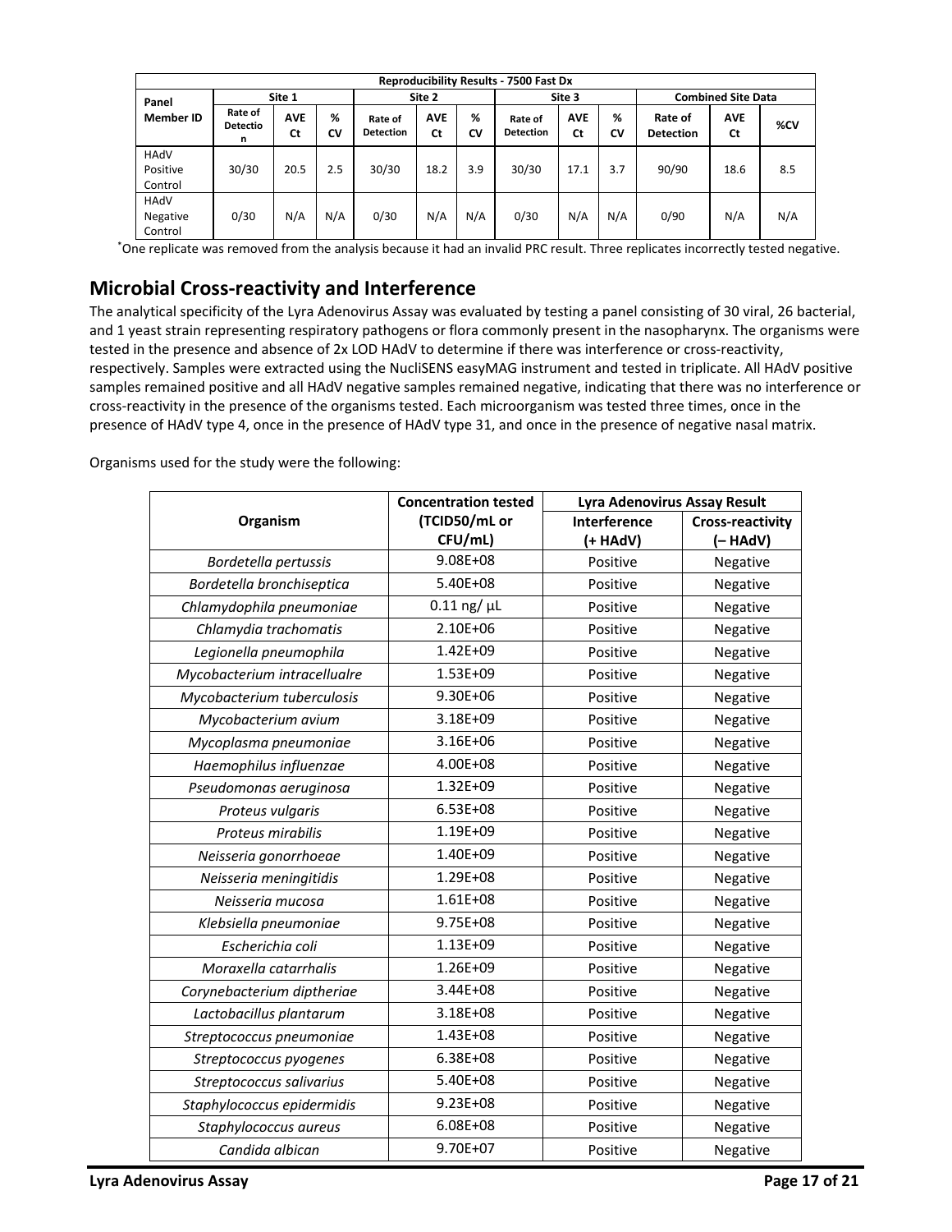| Reproducibility Results - 7500 Fast Dx | | | | | | | | | | | | |
|---|---|---|---|---|---|---|---|---|---|---|---|---|
| Panel Member ID | Site 1 | | | Site 2 | | | Site 3 | | | Combined Site Data | | |
| | Rate of Detection | AVE Ct | % CV | Rate of Detection | AVE Ct | % CV | Rate of Detection | AVE Ct | % CV | Rate of Detection | AVE Ct | %CV |
| HAdV Positive Control | 30/30 | 20.5 | 2.5 | 30/30 | 18.2 | 3.9 | 30/30 | 17.1 | 3.7 | 90/90 | 18.6 | 8.5 |
| HAdV Negative Control | 0/30 | N/A | N/A | 0/30 | N/A | N/A | 0/30 | N/A | N/A | 0/90 | N/A | N/A |

*One replicate was removed from the analysis because it had an invalid PRC result. Three replicates incorrectly tested negative.

## Microbial Cross-reactivity and Interference

The analytical specificity of the Lyra Adenovirus Assay was evaluated by testing a panel consisting of 30 viral, 26 bacterial, and 1 yeast strain representing respiratory pathogens or flora commonly present in the nasopharynx. The organisms were tested in the presence and absence of 2x LOD HAdV to determine if there was interference or cross-reactivity, respectively. Samples were extracted using the NucliSENS easyMAG instrument and tested in triplicate. All HAdV positive samples remained positive and all HAdV negative samples remained negative, indicating that there was no interference or cross-reactivity in the presence of the organisms tested. Each microorganism was tested three times, once in the presence of HAdV type 4, once in the presence of HAdV type 31, and once in the presence of negative nasal matrix.

Organisms used for the study were the following:

| Organism | Concentration tested (TCID50/mL or CFU/mL) | Lyra Adenovirus Assay Result | |
|---|---|---|---|
| | | Interference (+ HAdV) | Cross-reactivity (– HAdV) |
| *Bordetella pertussis* | 9.08E+08 | Positive | Negative |
| *Bordetella bronchiseptica* | 5.40E+08 | Positive | Negative |
| *Chlamydophila pneumoniae* | 0.11 ng/ µL | Positive | Negative |
| *Chlamydia trachomatis* | 2.10E+06 | Positive | Negative |
| *Legionella pneumophila* | 1.42E+09 | Positive | Negative |
| *Mycobacterium intracellualre* | 1.53E+09 | Positive | Negative |
| *Mycobacterium tuberculosis* | 9.30E+06 | Positive | Negative |
| *Mycobacterium avium* | 3.18E+09 | Positive | Negative |
| *Mycoplasma pneumoniae* | 3.16E+06 | Positive | Negative |
| *Haemophilus influenzae* | 4.00E+08 | Positive | Negative |
| *Pseudomonas aeruginosa* | 1.32E+09 | Positive | Negative |
| *Proteus vulgaris* | 6.53E+08 | Positive | Negative |
| *Proteus mirabilis* | 1.19E+09 | Positive | Negative |
| *Neisseria gonorrhoeae* | 1.40E+09 | Positive | Negative |
| *Neisseria meningitidis* | 1.29E+08 | Positive | Negative |
| *Neisseria mucosa* | 1.61E+08 | Positive | Negative |
| *Klebsiella pneumoniae* | 9.75E+08 | Positive | Negative |
| *Escherichia coli* | 1.13E+09 | Positive | Negative |
| *Moraxella catarrhalis* | 1.26E+09 | Positive | Negative |
| *Corynebacterium diptheriae* | 3.44E+08 | Positive | Negative |
| *Lactobacillus plantarum* | 3.18E+08 | Positive | Negative |
| *Streptococcus pneumoniae* | 1.43E+08 | Positive | Negative |
| *Streptococcus pyogenes* | 6.38E+08 | Positive | Negative |
| *Streptococcus salivarius* | 5.40E+08 | Positive | Negative |
| *Staphylococcus epidermidis* | 9.23E+08 | Positive | Negative |
| *Staphylococcus aureus* | 6.08E+08 | Positive | Negative |
| *Candida albican* | 9.70E+07 | Positive | Negative |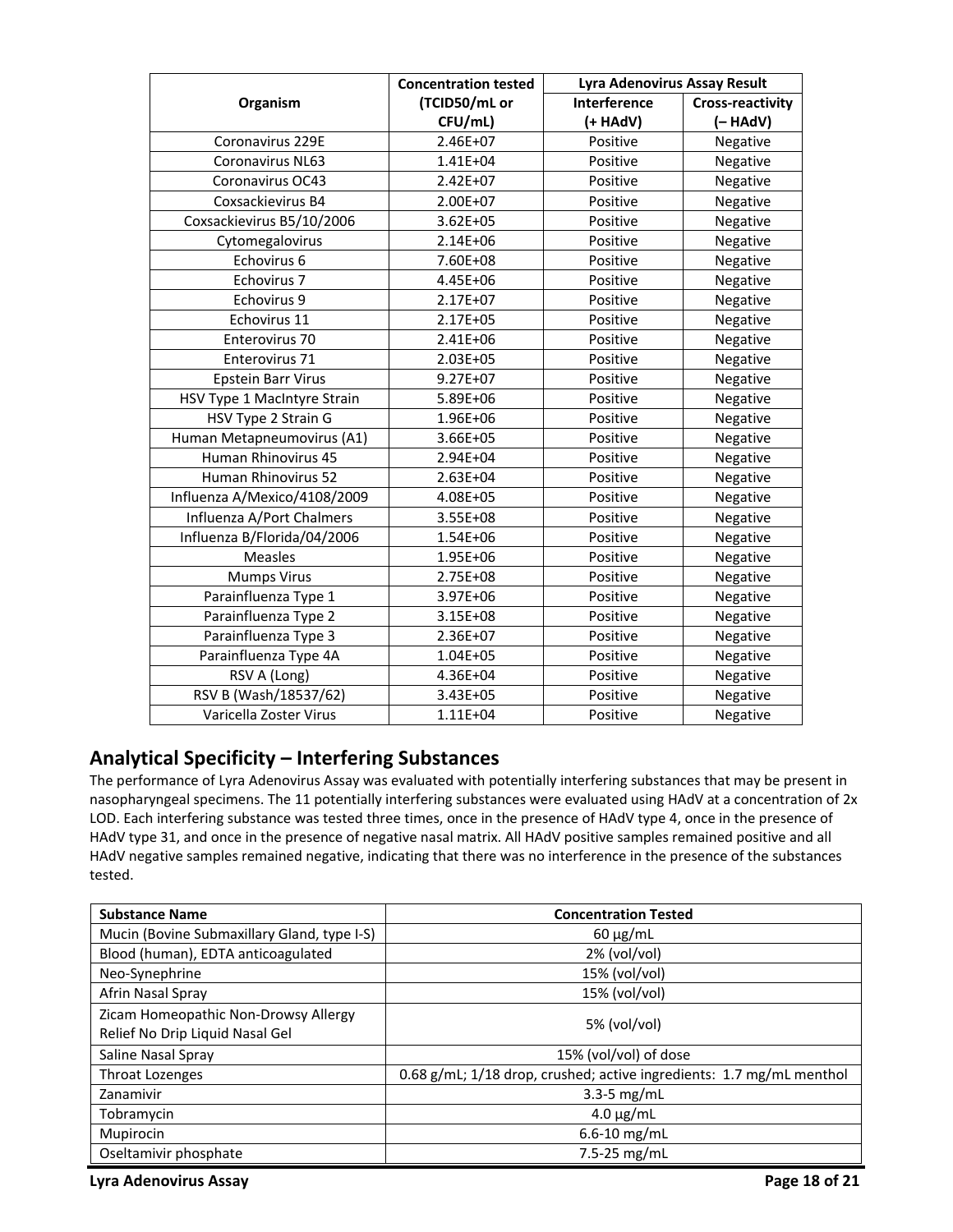| Organism | Concentration tested (TCID50/mL or CFU/mL) | Lyra Adenovirus Assay Result | |
|---|---|---|---|
| | | Interference (+ HAdV) | Cross-reactivity (– HAdV) |
| Coronavirus 229E | 2.46E+07 | Positive | Negative |
| Coronavirus NL63 | 1.41E+04 | Positive | Negative |
| Coronavirus OC43 | 2.42E+07 | Positive | Negative |
| Coxsackievirus B4 | 2.00E+07 | Positive | Negative |
| Coxsackievirus B5/10/2006 | 3.62E+05 | Positive | Negative |
| Cytomegalovirus | 2.14E+06 | Positive | Negative |
| Echovirus 6 | 7.60E+08 | Positive | Negative |
| Echovirus 7 | 4.45E+06 | Positive | Negative |
| Echovirus 9 | 2.17E+07 | Positive | Negative |
| Echovirus 11 | 2.17E+05 | Positive | Negative |
| Enterovirus 70 | 2.41E+06 | Positive | Negative |
| Enterovirus 71 | 2.03E+05 | Positive | Negative |
| Epstein Barr Virus | 9.27E+07 | Positive | Negative |
| HSV Type 1 MacIntyre Strain | 5.89E+06 | Positive | Negative |
| HSV Type 2 Strain G | 1.96E+06 | Positive | Negative |
| Human Metapneumovirus (A1) | 3.66E+05 | Positive | Negative |
| Human Rhinovirus 45 | 2.94E+04 | Positive | Negative |
| Human Rhinovirus 52 | 2.63E+04 | Positive | Negative |
| Influenza A/Mexico/4108/2009 | 4.08E+05 | Positive | Negative |
| Influenza A/Port Chalmers | 3.55E+08 | Positive | Negative |
| Influenza B/Florida/04/2006 | 1.54E+06 | Positive | Negative |
| Measles | 1.95E+06 | Positive | Negative |
| Mumps Virus | 2.75E+08 | Positive | Negative |
| Parainfluenza Type 1 | 3.97E+06 | Positive | Negative |
| Parainfluenza Type 2 | 3.15E+08 | Positive | Negative |
| Parainfluenza Type 3 | 2.36E+07 | Positive | Negative |
| Parainfluenza Type 4A | 1.04E+05 | Positive | Negative |
| RSV A (Long) | 4.36E+04 | Positive | Negative |
| RSV B (Wash/18537/62) | 3.43E+05 | Positive | Negative |
| Varicella Zoster Virus | 1.11E+04 | Positive | Negative |

## Analytical Specificity – Interfering Substances

The performance of Lyra Adenovirus Assay was evaluated with potentially interfering substances that may be present in nasopharyngeal specimens. The 11 potentially interfering substances were evaluated using HAdV at a concentration of 2x LOD. Each interfering substance was tested three times, once in the presence of HAdV type 4, once in the presence of HAdV type 31, and once in the presence of negative nasal matrix. All HAdV positive samples remained positive and all HAdV negative samples remained negative, indicating that there was no interference in the presence of the substances tested.

| Substance Name | Concentration Tested |
|---|---|
| Mucin (Bovine Submaxillary Gland, type I-S) | 60 µg/mL |
| Blood (human), EDTA anticoagulated | 2% (vol/vol) |
| Neo-Synephrine | 15% (vol/vol) |
| Afrin Nasal Spray | 15% (vol/vol) |
| Zicam Homeopathic Non-Drowsy Allergy Relief No Drip Liquid Nasal Gel | 5% (vol/vol) |
| Saline Nasal Spray | 15% (vol/vol) of dose |
| Throat Lozenges | 0.68 g/mL; 1/18 drop, crushed; active ingredients: 1.7 mg/mL menthol |
| Zanamivir | 3.3-5 mg/mL |
| Tobramycin | 4.0 µg/mL |
| Mupirocin | 6.6-10 mg/mL |
| Oseltamivir phosphate | 7.5-25 mg/mL |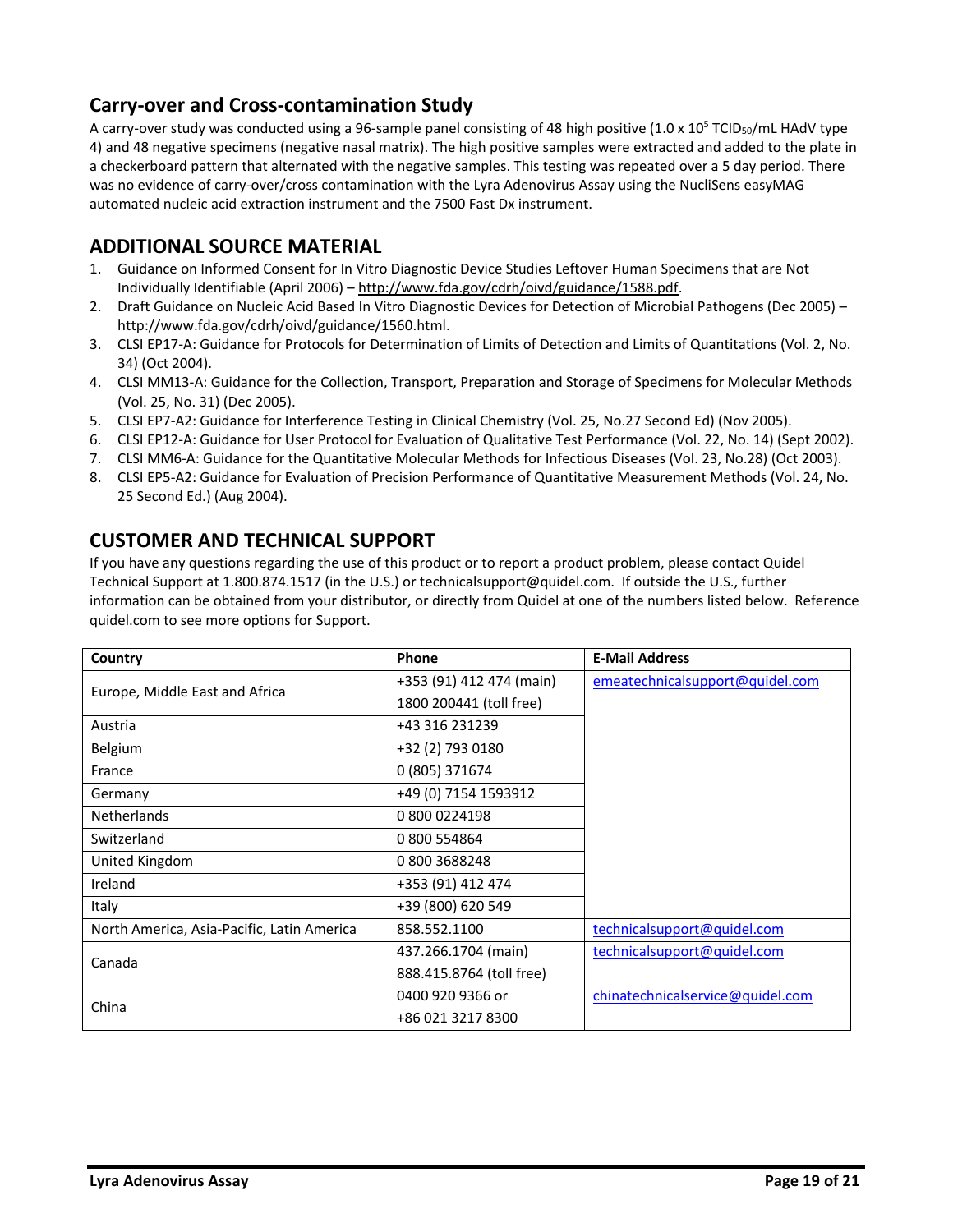## Carry-over and Cross-contamination Study

A carry-over study was conducted using a 96-sample panel consisting of 48 high positive ($1.0 \times 10^5$ $TCID_{50}$/mL HAdV type 4) and 48 negative specimens (negative nasal matrix). The high positive samples were extracted and added to the plate in a checkerboard pattern that alternated with the negative samples. This testing was repeated over a 5 day period. There was no evidence of carry-over/cross contamination with the Lyra Adenovirus Assay using the NucliSens easyMAG automated nucleic acid extraction instrument and the 7500 Fast Dx instrument.

## ADDITIONAL SOURCE MATERIAL

1. Guidance on Informed Consent for In Vitro Diagnostic Device Studies Leftover Human Specimens that are Not Individually Identifiable (April 2006) – http://www.fda.gov/cdrh/oivd/guidance/1588.pdf.
2. Draft Guidance on Nucleic Acid Based In Vitro Diagnostic Devices for Detection of Microbial Pathogens (Dec 2005) – http://www.fda.gov/cdrh/oivd/guidance/1560.html.
3. CLSI EP17-A: Guidance for Protocols for Determination of Limits of Detection and Limits of Quantitations (Vol. 2, No. 34) (Oct 2004).
4. CLSI MM13-A: Guidance for the Collection, Transport, Preparation and Storage of Specimens for Molecular Methods (Vol. 25, No. 31) (Dec 2005).
5. CLSI EP7-A2: Guidance for Interference Testing in Clinical Chemistry (Vol. 25, No.27 Second Ed) (Nov 2005).
6. CLSI EP12-A: Guidance for User Protocol for Evaluation of Qualitative Test Performance (Vol. 22, No. 14) (Sept 2002).
7. CLSI MM6-A: Guidance for the Quantitative Molecular Methods for Infectious Diseases (Vol. 23, No.28) (Oct 2003).
8. CLSI EP5-A2: Guidance for Evaluation of Precision Performance of Quantitative Measurement Methods (Vol. 24, No. 25 Second Ed.) (Aug 2004).

## CUSTOMER AND TECHNICAL SUPPORT

If you have any questions regarding the use of this product or to report a product problem, please contact Quidel Technical Support at 1.800.874.1517 (in the U.S.) or technicalsupport@quidel.com. If outside the U.S., further information can be obtained from your distributor, or directly from Quidel at one of the numbers listed below. Reference quidel.com to see more options for Support.

| Country | Phone | E-Mail Address |
|---|---|---|
| Europe, Middle East and Africa | +353 (91) 412 474 (main)<br>1800 200441 (toll free) | emeatechnicalsupport@quidel.com |
| Austria | +43 316 231239 | |
| Belgium | +32 (2) 793 0180 | |
| France | 0 (805) 371674 | |
| Germany | +49 (0) 7154 1593912 | |
| Netherlands | 0 800 0224198 | |
| Switzerland | 0 800 554864 | |
| United Kingdom | 0 800 3688248 | |
| Ireland | +353 (91) 412 474 | |
| Italy | +39 (800) 620 549 | |
| North America, Asia-Pacific, Latin America | 858.552.1100 | technicalsupport@quidel.com |
| Canada | 437.266.1704 (main)<br>888.415.8764 (toll free) | technicalsupport@quidel.com |
| China | 0400 920 9366 or<br>+86 021 3217 8300 | chinatechnicalservice@quidel.com |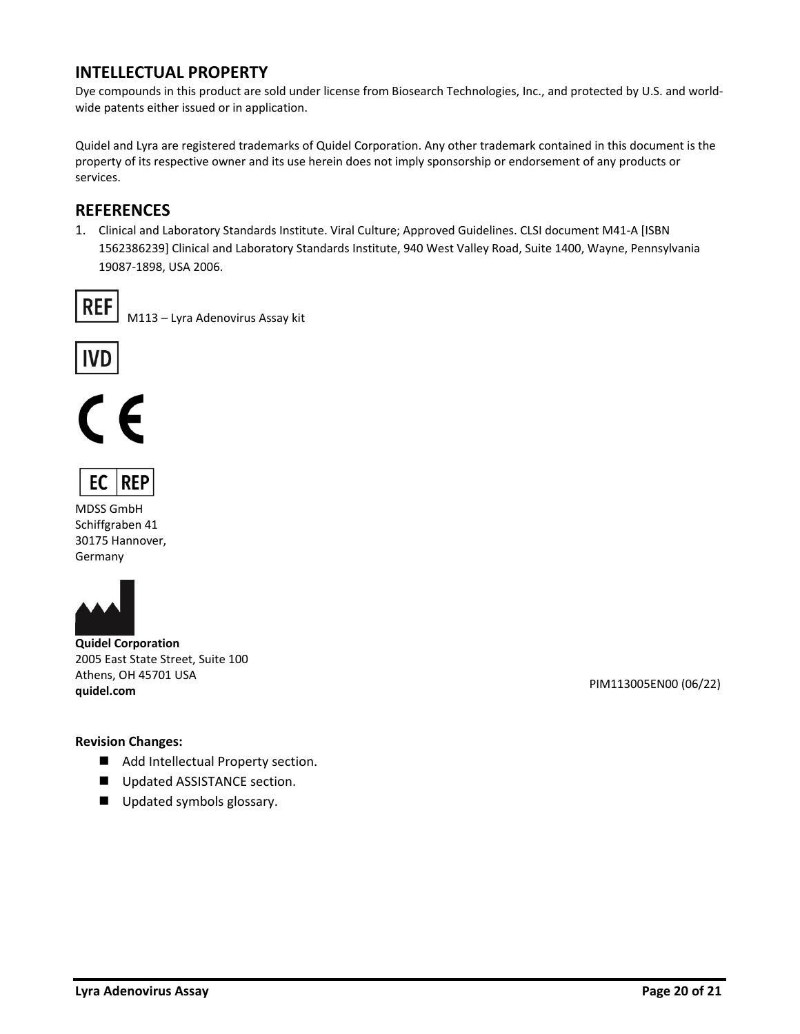## INTELLECTUAL PROPERTY

Dye compounds in this product are sold under license from Biosearch Technologies, Inc., and protected by U.S. and world-wide patents either issued or in application.

Quidel and Lyra are registered trademarks of Quidel Corporation. Any other trademark contained in this document is the property of its respective owner and its use herein does not imply sponsorship or endorsement of any products or services.

## REFERENCES

1. Clinical and Laboratory Standards Institute. Viral Culture; Approved Guidelines. CLSI document M41-A [ISBN 1562386239] Clinical and Laboratory Standards Institute, 940 West Valley Road, Suite 1400, Wayne, Pennsylvania 19087-1898, USA 2006.

REF M113 – Lyra Adenovirus Assay kit

IVD

CE

EC REP

MDSS GmbH
Schiffgraben 41
30175 Hannover,
Germany

**Quidel Corporation**
2005 East State Street, Suite 100
Athens, OH 45701 USA
**quidel.com**

PIM113005EN00 (06/22)

**Revision Changes:**

- Add Intellectual Property section.
- Updated ASSISTANCE section.
- Updated symbols glossary.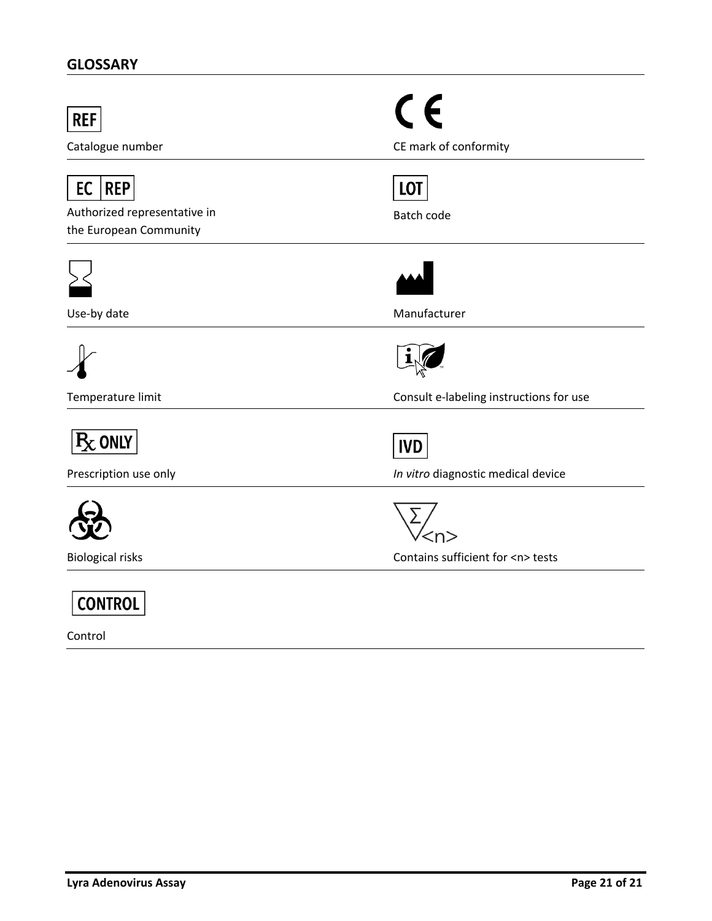## GLOSSARY

| | |
|---|---|
| REF | CE |
| Catalogue number | CE mark of conformity |
| EC REP | LOT |
| Authorized representative in the European Community | Batch code |
| Use-by date | Manufacturer |
| Temperature limit | Consult e-labeling instructions for use |
| Rx ONLY | IVD |
| Prescription use only | *In vitro* diagnostic medical device |
| Biological risks | Contains sufficient for <n> tests |
| CONTROL | |
| Control | |